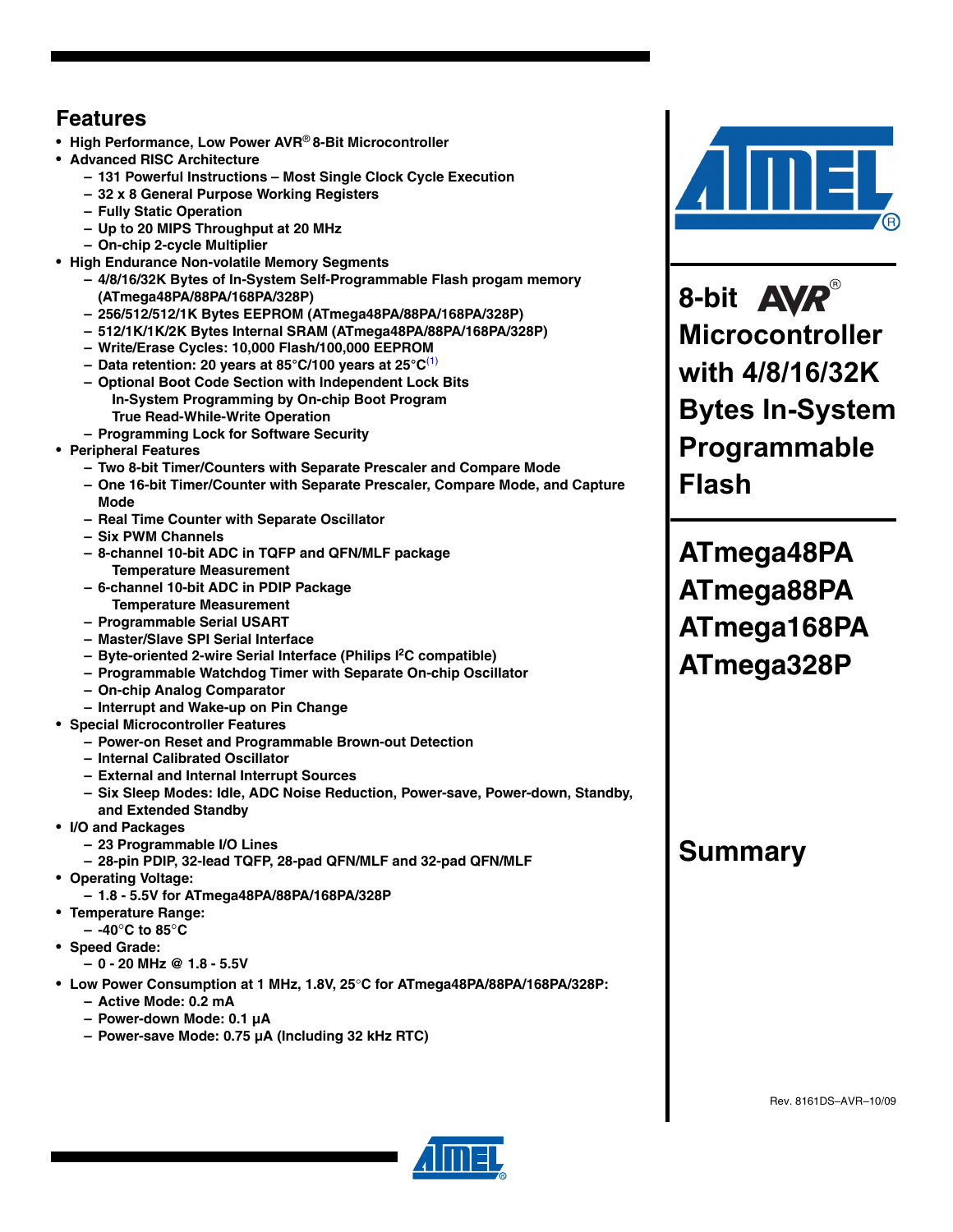## Features

- High Performance, Low Power AVR® 8-Bit Microcontroller
- Advanced RISC Architecture
  - 131 Powerful Instructions – Most Single Clock Cycle Execution
  - 32 x 8 General Purpose Working Registers
  - Fully Static Operation
  - Up to 20 MIPS Throughput at 20 MHz
  - On-chip 2-cycle Multiplier
- High Endurance Non-volatile Memory Segments
  - 4/8/16/32K Bytes of In-System Self-Programmable Flash progam memory (ATmega48PA/88PA/168PA/328P)
  - 256/512/512/1K Bytes EEPROM (ATmega48PA/88PA/168PA/328P)
  - 512/1K/1K/2K Bytes Internal SRAM (ATmega48PA/88PA/168PA/328P)
  - Write/Erase Cycles: 10,000 Flash/100,000 EEPROM
  - Data retention: 20 years at 85°C/100 years at 25°C[(1)]
  - Optional Boot Code Section with Independent Lock Bits
    In-System Programming by On-chip Boot Program
    True Read-While-Write Operation
  - Programming Lock for Software Security
- Peripheral Features
  - Two 8-bit Timer/Counters with Separate Prescaler and Compare Mode
  - One 16-bit Timer/Counter with Separate Prescaler, Compare Mode, and Capture Mode
  - Real Time Counter with Separate Oscillator
  - Six PWM Channels
  - 8-channel 10-bit ADC in TQFP and QFN/MLF package
    Temperature Measurement
  - 6-channel 10-bit ADC in PDIP Package
    Temperature Measurement
  - Programmable Serial USART
  - Master/Slave SPI Serial Interface
  - Byte-oriented 2-wire Serial Interface (Philips I$^2$C compatible)
  - Programmable Watchdog Timer with Separate On-chip Oscillator
  - On-chip Analog Comparator
  - Interrupt and Wake-up on Pin Change
- Special Microcontroller Features
  - Power-on Reset and Programmable Brown-out Detection
  - Internal Calibrated Oscillator
  - External and Internal Interrupt Sources
  - Six Sleep Modes: Idle, ADC Noise Reduction, Power-save, Power-down, Standby, and Extended Standby
- I/O and Packages
  - 23 Programmable I/O Lines
  - 28-pin PDIP, 32-lead TQFP, 28-pad QFN/MLF and 32-pad QFN/MLF
- Operating Voltage:
  - 1.8 - 5.5V for ATmega48PA/88PA/168PA/328P
- Temperature Range:
  - -40°C to 85°C
- Speed Grade:
  - 0 - 20 MHz @ 1.8 - 5.5V
- Low Power Consumption at 1 MHz, 1.8V, 25°C for ATmega48PA/88PA/168PA/328P:
  - Active Mode: 0.2 mA
  - Power-down Mode: 0.1 µA
  - Power-save Mode: 0.75 µA (Including 32 kHz RTC)

# 8-bit AVR® Microcontroller with 4/8/16/32K Bytes In-System Programmable Flash

## ATmega48PA ATmega88PA ATmega168PA ATmega328P

## Summary

Rev. 8161DS–AVR–10/09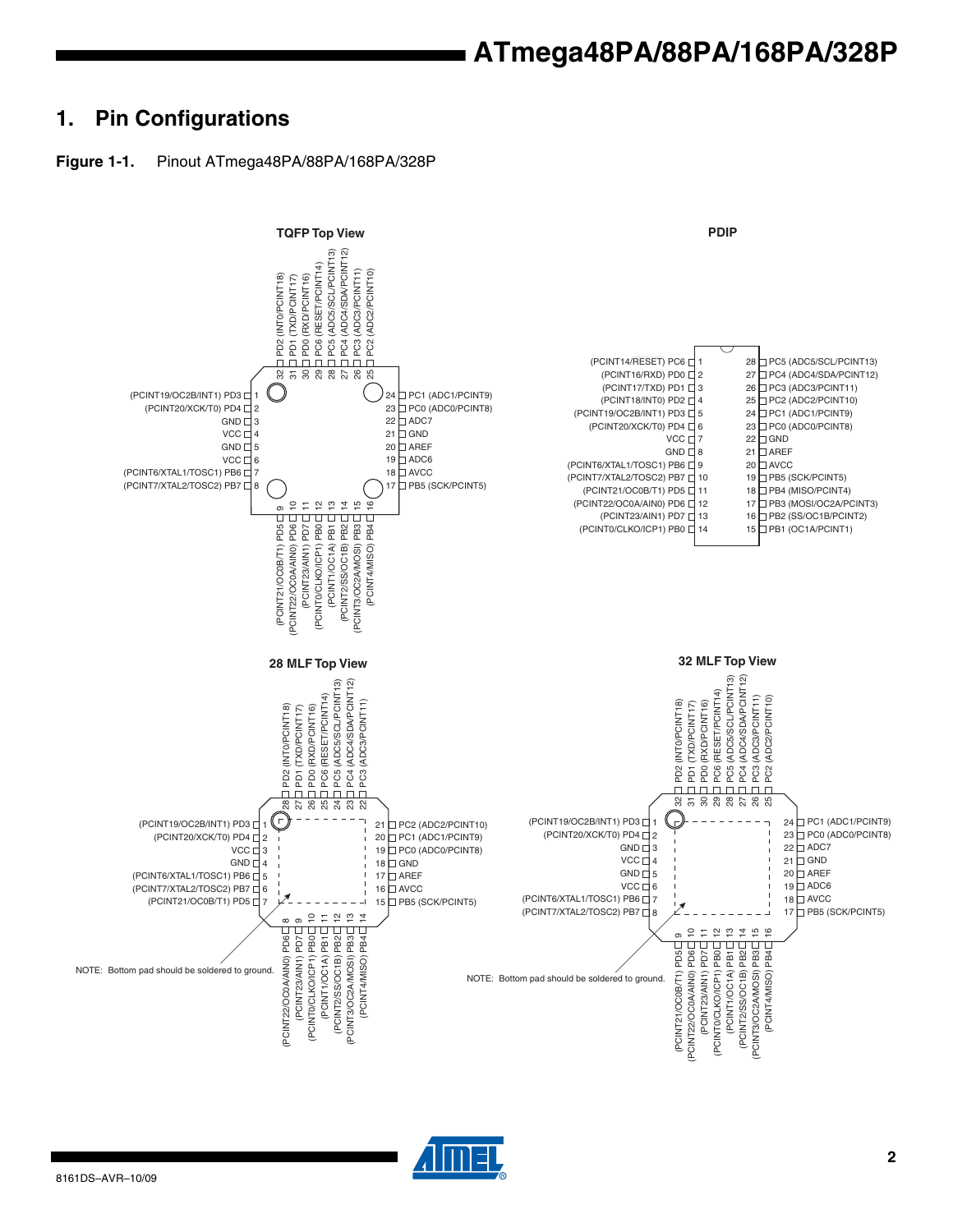# 1. Pin Configurations

**Figure 1-1.** Pinout ATmega48PA/88PA/168PA/328P

**TQFP Top View**

| Pin | Name |
|---|---|
| 1 | (PCINT19/OC2B/INT1) PD3 |
| 2 | (PCINT20/XCK/T0) PD4 |
| 3 | GND |
| 4 | VCC |
| 5 | GND |
| 6 | VCC |
| 7 | (PCINT6/XTAL1/TOSC1) PB6 |
| 8 | (PCINT7/XTAL2/TOSC2) PB7 |
| 9 | (PCINT21/OC0B/T1) PD5 |
| 10 | (PCINT22/OC0A/AIN0) PD6 |
| 11 | (PCINT23/AIN1) PD7 |
| 12 | (PCINT0/CLKO/ICP1) PB0 |
| 13 | (PCINT1/OC1A) PB1 |
| 14 | (PCINT2/SS/OC1B) PB2 |
| 15 | (PCINT3/OC2A/MOSI) PB3 |
| 16 | (PCINT4/MISO) PB4 |
| 17 | PB5 (SCK/PCINT5) |
| 18 | AVCC |
| 19 | ADC6 |
| 20 | AREF |
| 21 | GND |
| 22 | ADC7 |
| 23 | PC0 (ADC0/PCINT8) |
| 24 | PC1 (ADC1/PCINT9) |
| 25 | PC2 (ADC2/PCINT10) |
| 26 | PC3 (ADC3/PCINT11) |
| 27 | PC4 (ADC4/SDA/PCINT12) |
| 28 | PC5 (ADC5/SCL/PCINT13) |
| 29 | PC6 (RESET/PCINT14) |
| 30 | PD0 (RXD/PCINT16) |
| 31 | PD1 (TXD/PCINT17) |
| 32 | PD2 (INT0/PCINT18) |

**PDIP**

| Pin | Name | Pin | Name |
|---|---|---|---|
| 1 | (PCINT14/RESET) PC6 | 28 | PC5 (ADC5/SCL/PCINT13) |
| 2 | (PCINT16/RXD) PD0 | 27 | PC4 (ADC4/SDA/PCINT12) |
| 3 | (PCINT17/TXD) PD1 | 26 | PC3 (ADC3/PCINT11) |
| 4 | (PCINT18/INT0) PD2 | 25 | PC2 (ADC2/PCINT10) |
| 5 | (PCINT19/OC2B/INT1) PD3 | 24 | PC1 (ADC1/PCINT9) |
| 6 | (PCINT20/XCK/T0) PD4 | 23 | PC0 (ADC0/PCINT8) |
| 7 | VCC | 22 | GND |
| 8 | GND | 21 | AREF |
| 9 | (PCINT6/XTAL1/TOSC1) PB6 | 20 | AVCC |
| 10 | (PCINT7/XTAL2/TOSC2) PB7 | 19 | PB5 (SCK/PCINT5) |
| 11 | (PCINT21/OC0B/T1) PD5 | 18 | PB4 (MISO/PCINT4) |
| 12 | (PCINT22/OC0A/AIN0) PD6 | 17 | PB3 (MOSI/OC2A/PCINT3) |
| 13 | (PCINT23/AIN1) PD7 | 16 | PB2 (SS/OC1B/PCINT2) |
| 14 | (PCINT0/CLKO/ICP1) PB0 | 15 | PB1 (OC1A/PCINT1) |

**28 MLF Top View**

| Pin | Name |
|---|---|
| 1 | (PCINT19/OC2B/INT1) PD3 |
| 2 | (PCINT20/XCK/T0) PD4 |
| 3 | VCC |
| 4 | GND |
| 5 | (PCINT6/XTAL1/TOSC1) PB6 |
| 6 | (PCINT7/XTAL2/TOSC2) PB7 |
| 7 | (PCINT21/OC0B/T1) PD5 |
| 8 | (PCINT22/OC0A/AIN0) PD6 |
| 9 | (PCINT23/AIN1) PD7 |
| 10 | (PCINT0/CLKO/ICP1) PB0 |
| 11 | (PCINT1/OC1A) PB1 |
| 12 | (PCINT2/SS/OC1B) PB2 |
| 13 | (PCINT3/OC2A/MOSI) PB3 |
| 14 | (PCINT4/MISO) PB4 |
| 15 | PB5 (SCK/PCINT5) |
| 16 | AVCC |
| 17 | AREF |
| 18 | GND |
| 19 | PC0 (ADC0/PCINT8) |
| 20 | PC1 (ADC1/PCINT9) |
| 21 | PC2 (ADC2/PCINT10) |
| 22 | PC3 (ADC3/PCINT11) |
| 23 | PC4 (ADC4/SDA/PCINT12) |
| 24 | PC5 (ADC5/SCL/PCINT13) |
| 25 | PC6 (RESET/PCINT14) |
| 26 | PD0 (RXD/PCINT16) |
| 27 | PD1 (TXD/PCINT17) |
| 28 | PD2 (INT0/PCINT18) |

NOTE: Bottom pad should be soldered to ground.

**32 MLF Top View**

| Pin | Name |
|---|---|
| 1 | (PCINT19/OC2B/INT1) PD3 |
| 2 | (PCINT20/XCK/T0) PD4 |
| 3 | GND |
| 4 | VCC |
| 5 | GND |
| 6 | VCC |
| 7 | (PCINT6/XTAL1/TOSC1) PB6 |
| 8 | (PCINT7/XTAL2/TOSC2) PB7 |
| 9 | (PCINT21/OC0B/T1) PD5 |
| 10 | (PCINT22/OC0A/AIN0) PD6 |
| 11 | (PCINT23/AIN1) PD7 |
| 12 | (PCINT0/CLKO/ICP1) PB0 |
| 13 | (PCINT1/OC1A) PB1 |
| 14 | (PCINT2/SS/OC1B) PB2 |
| 15 | (PCINT3/OC2A/MOSI) PB3 |
| 16 | (PCINT4/MISO) PB4 |
| 17 | PB5 (SCK/PCINT5) |
| 18 | AVCC |
| 19 | ADC6 |
| 20 | AREF |
| 21 | GND |
| 22 | ADC7 |
| 23 | PC0 (ADC0/PCINT8) |
| 24 | PC1 (ADC1/PCINT9) |
| 25 | PC2 (ADC2/PCINT10) |
| 26 | PC3 (ADC3/PCINT11) |
| 27 | PC4 (ADC4/SDA/PCINT12) |
| 28 | PC5 (ADC5/SCL/PCINT13) |
| 29 | PC6 (RESET/PCINT14) |
| 30 | PD0 (RXD/PCINT16) |
| 31 | PD1 (TXD/PCINT17) |
| 32 | PD2 (INT0/PCINT18) |

NOTE: Bottom pad should be soldered to ground.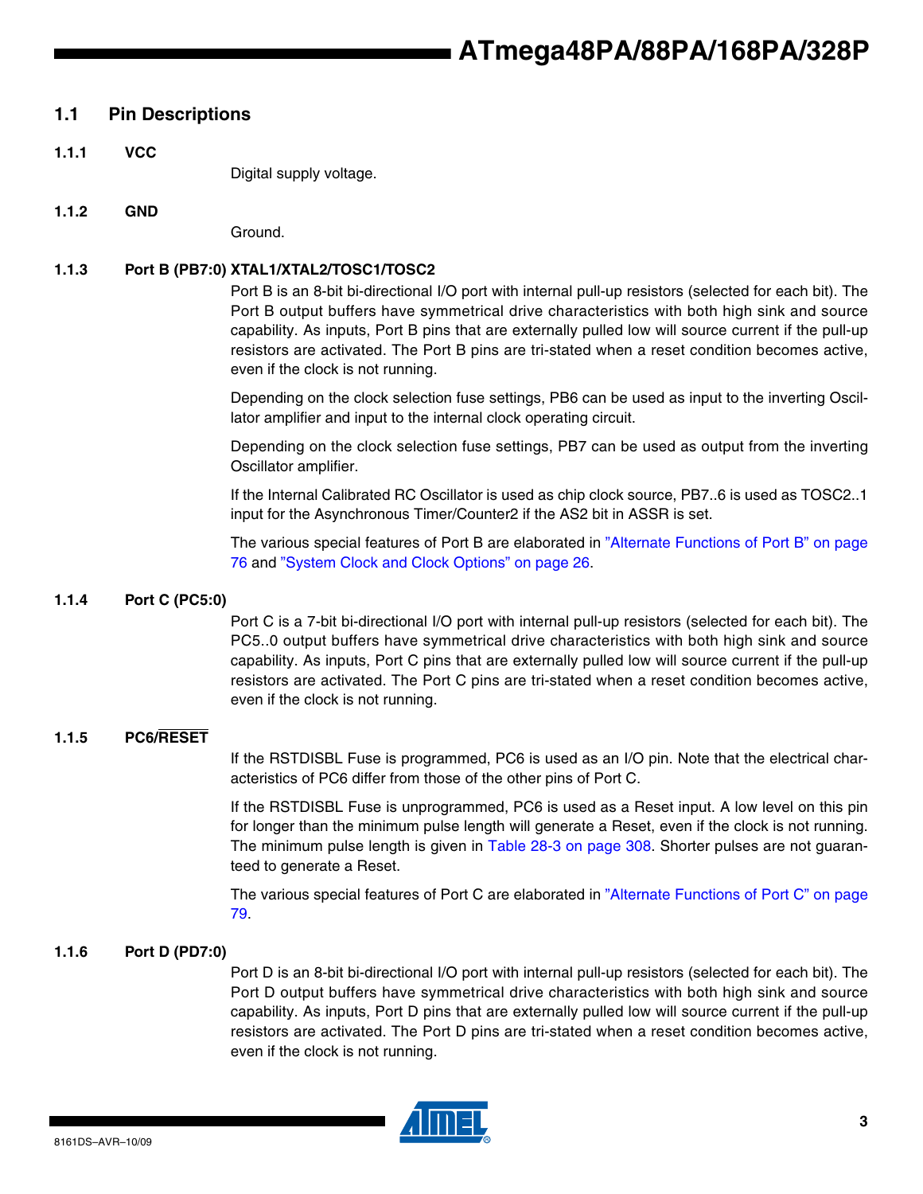## 1.1 Pin Descriptions

### 1.1.1 VCC

Digital supply voltage.

### 1.1.2 GND

Ground.

### 1.1.3 Port B (PB7:0) XTAL1/XTAL2/TOSC1/TOSC2

Port B is an 8-bit bi-directional I/O port with internal pull-up resistors (selected for each bit). The Port B output buffers have symmetrical drive characteristics with both high sink and source capability. As inputs, Port B pins that are externally pulled low will source current if the pull-up resistors are activated. The Port B pins are tri-stated when a reset condition becomes active, even if the clock is not running.

Depending on the clock selection fuse settings, PB6 can be used as input to the inverting Oscillator amplifier and input to the internal clock operating circuit.

Depending on the clock selection fuse settings, PB7 can be used as output from the inverting Oscillator amplifier.

If the Internal Calibrated RC Oscillator is used as chip clock source, PB7..6 is used as TOSC2..1 input for the Asynchronous Timer/Counter2 if the AS2 bit in ASSR is set.

The various special features of Port B are elaborated in "Alternate Functions of Port B" on page 76 and "System Clock and Clock Options" on page 26.

### 1.1.4 Port C (PC5:0)

Port C is a 7-bit bi-directional I/O port with internal pull-up resistors (selected for each bit). The PC5..0 output buffers have symmetrical drive characteristics with both high sink and source capability. As inputs, Port C pins that are externally pulled low will source current if the pull-up resistors are activated. The Port C pins are tri-stated when a reset condition becomes active, even if the clock is not running.

### 1.1.5 PC6/$\overline{\text{RESET}}$

If the RSTDISBL Fuse is programmed, PC6 is used as an I/O pin. Note that the electrical characteristics of PC6 differ from those of the other pins of Port C.

If the RSTDISBL Fuse is unprogrammed, PC6 is used as a Reset input. A low level on this pin for longer than the minimum pulse length will generate a Reset, even if the clock is not running. The minimum pulse length is given in Table 28-3 on page 308. Shorter pulses are not guaranteed to generate a Reset.

The various special features of Port C are elaborated in "Alternate Functions of Port C" on page 79.

### 1.1.6 Port D (PD7:0)

Port D is an 8-bit bi-directional I/O port with internal pull-up resistors (selected for each bit). The Port D output buffers have symmetrical drive characteristics with both high sink and source capability. As inputs, Port D pins that are externally pulled low will source current if the pull-up resistors are activated. The Port D pins are tri-stated when a reset condition becomes active, even if the clock is not running.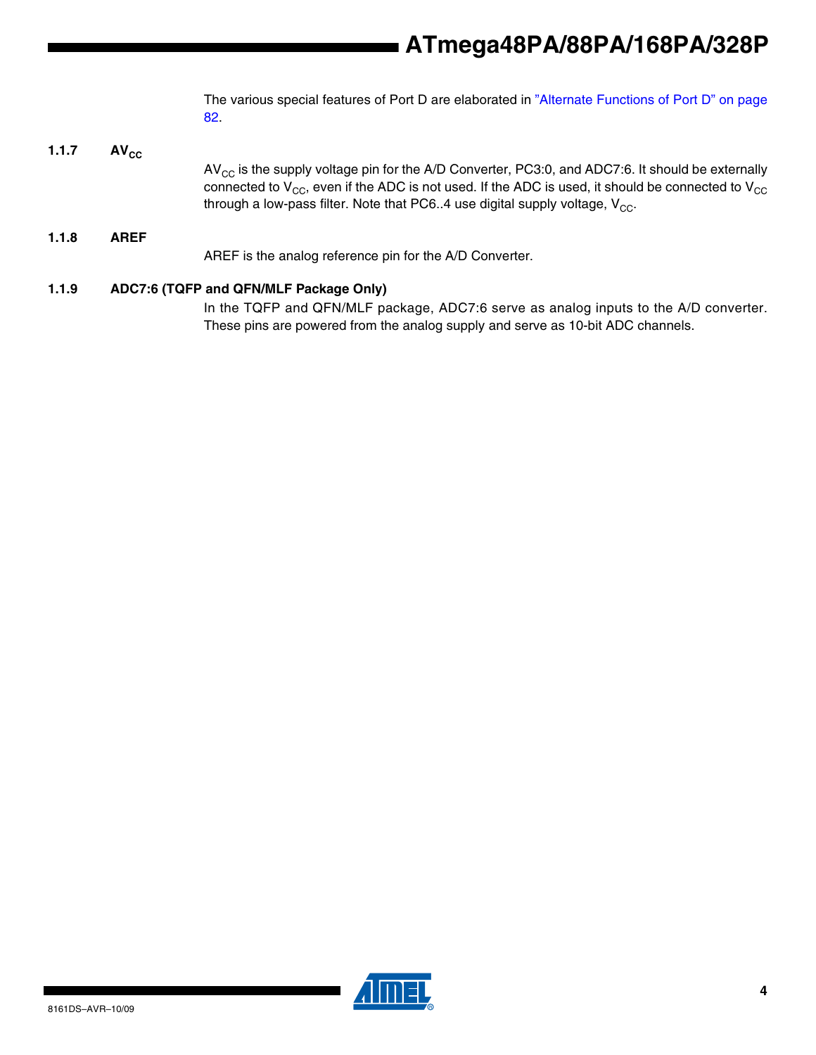The various special features of Port D are elaborated in "Alternate Functions of Port D" on page 82.

### 1.1.7 $AV_{CC}$

$AV_{CC}$ is the supply voltage pin for the A/D Converter, PC3:0, and ADC7:6. It should be externally connected to $V_{CC}$, even if the ADC is not used. If the ADC is used, it should be connected to $V_{CC}$ through a low-pass filter. Note that PC6..4 use digital supply voltage, $V_{CC}$.

### 1.1.8 AREF

AREF is the analog reference pin for the A/D Converter.

### 1.1.9 ADC7:6 (TQFP and QFN/MLF Package Only)

In the TQFP and QFN/MLF package, ADC7:6 serve as analog inputs to the A/D converter. These pins are powered from the analog supply and serve as 10-bit ADC channels.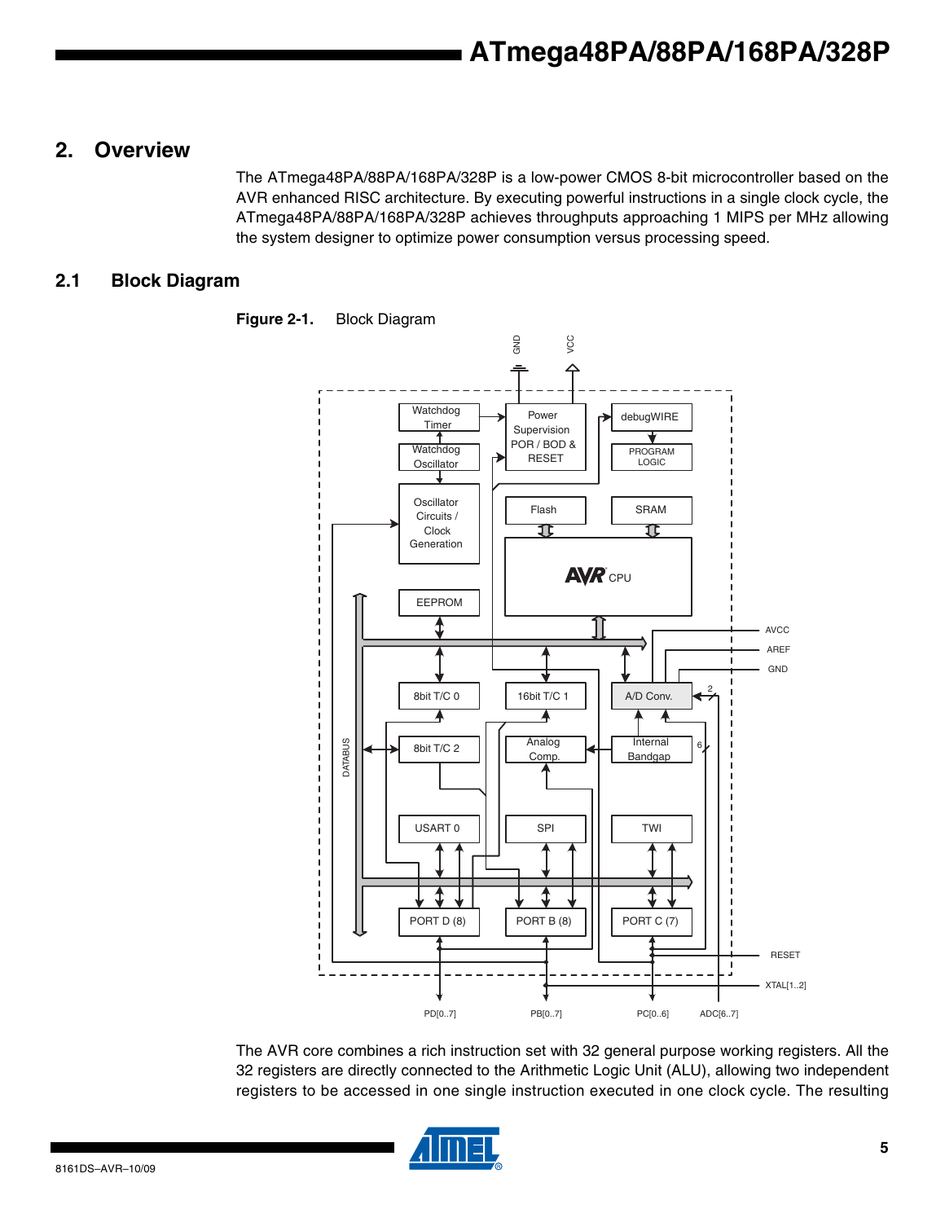## 2. Overview

The ATmega48PA/88PA/168PA/328P is a low-power CMOS 8-bit microcontroller based on the AVR enhanced RISC architecture. By executing powerful instructions in a single clock cycle, the ATmega48PA/88PA/168PA/328P achieves throughputs approaching 1 MIPS per MHz allowing the system designer to optimize power consumption versus processing speed.

### 2.1 Block Diagram

**Figure 2-1.** Block Diagram

The AVR core combines a rich instruction set with 32 general purpose working registers. All the 32 registers are directly connected to the Arithmetic Logic Unit (ALU), allowing two independent registers to be accessed in one single instruction executed in one clock cycle. The resulting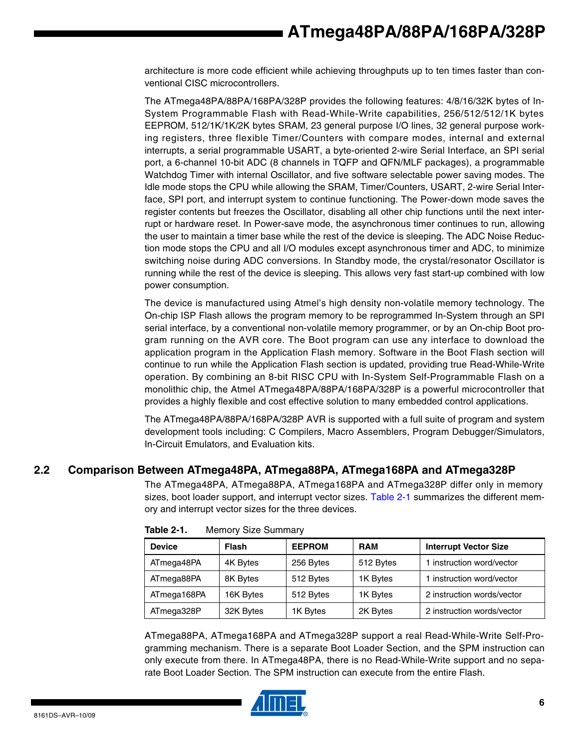architecture is more code efficient while achieving throughputs up to ten times faster than conventional CISC microcontrollers.

The ATmega48PA/88PA/168PA/328P provides the following features: 4/8/16/32K bytes of In-System Programmable Flash with Read-While-Write capabilities, 256/512/512/1K bytes EEPROM, 512/1K/1K/2K bytes SRAM, 23 general purpose I/O lines, 32 general purpose working registers, three flexible Timer/Counters with compare modes, internal and external interrupts, a serial programmable USART, a byte-oriented 2-wire Serial Interface, an SPI serial port, a 6-channel 10-bit ADC (8 channels in TQFP and QFN/MLF packages), a programmable Watchdog Timer with internal Oscillator, and five software selectable power saving modes. The Idle mode stops the CPU while allowing the SRAM, Timer/Counters, USART, 2-wire Serial Interface, SPI port, and interrupt system to continue functioning. The Power-down mode saves the register contents but freezes the Oscillator, disabling all other chip functions until the next interrupt or hardware reset. In Power-save mode, the asynchronous timer continues to run, allowing the user to maintain a timer base while the rest of the device is sleeping. The ADC Noise Reduction mode stops the CPU and all I/O modules except asynchronous timer and ADC, to minimize switching noise during ADC conversions. In Standby mode, the crystal/resonator Oscillator is running while the rest of the device is sleeping. This allows very fast start-up combined with low power consumption.

The device is manufactured using Atmel's high density non-volatile memory technology. The On-chip ISP Flash allows the program memory to be reprogrammed In-System through an SPI serial interface, by a conventional non-volatile memory programmer, or by an On-chip Boot program running on the AVR core. The Boot program can use any interface to download the application program in the Application Flash memory. Software in the Boot Flash section will continue to run while the Application Flash section is updated, providing true Read-While-Write operation. By combining an 8-bit RISC CPU with In-System Self-Programmable Flash on a monolithic chip, the Atmel ATmega48PA/88PA/168PA/328P is a powerful microcontroller that provides a highly flexible and cost effective solution to many embedded control applications.

The ATmega48PA/88PA/168PA/328P AVR is supported with a full suite of program and system development tools including: C Compilers, Macro Assemblers, Program Debugger/Simulators, In-Circuit Emulators, and Evaluation kits.

## 2.2 Comparison Between ATmega48PA, ATmega88PA, ATmega168PA and ATmega328P

The ATmega48PA, ATmega88PA, ATmega168PA and ATmega328P differ only in memory sizes, boot loader support, and interrupt vector sizes. Table 2-1 summarizes the different memory and interrupt vector sizes for the three devices.

**Table 2-1.** Memory Size Summary

| Device | Flash | EEPROM | RAM | Interrupt Vector Size |
|---|---|---|---|---|
| ATmega48PA | 4K Bytes | 256 Bytes | 512 Bytes | 1 instruction word/vector |
| ATmega88PA | 8K Bytes | 512 Bytes | 1K Bytes | 1 instruction word/vector |
| ATmega168PA | 16K Bytes | 512 Bytes | 1K Bytes | 2 instruction words/vector |
| ATmega328P | 32K Bytes | 1K Bytes | 2K Bytes | 2 instruction words/vector |

ATmega88PA, ATmega168PA and ATmega328P support a real Read-While-Write Self-Programming mechanism. There is a separate Boot Loader Section, and the SPM instruction can only execute from there. In ATmega48PA, there is no Read-While-Write support and no separate Boot Loader Section. The SPM instruction can execute from the entire Flash.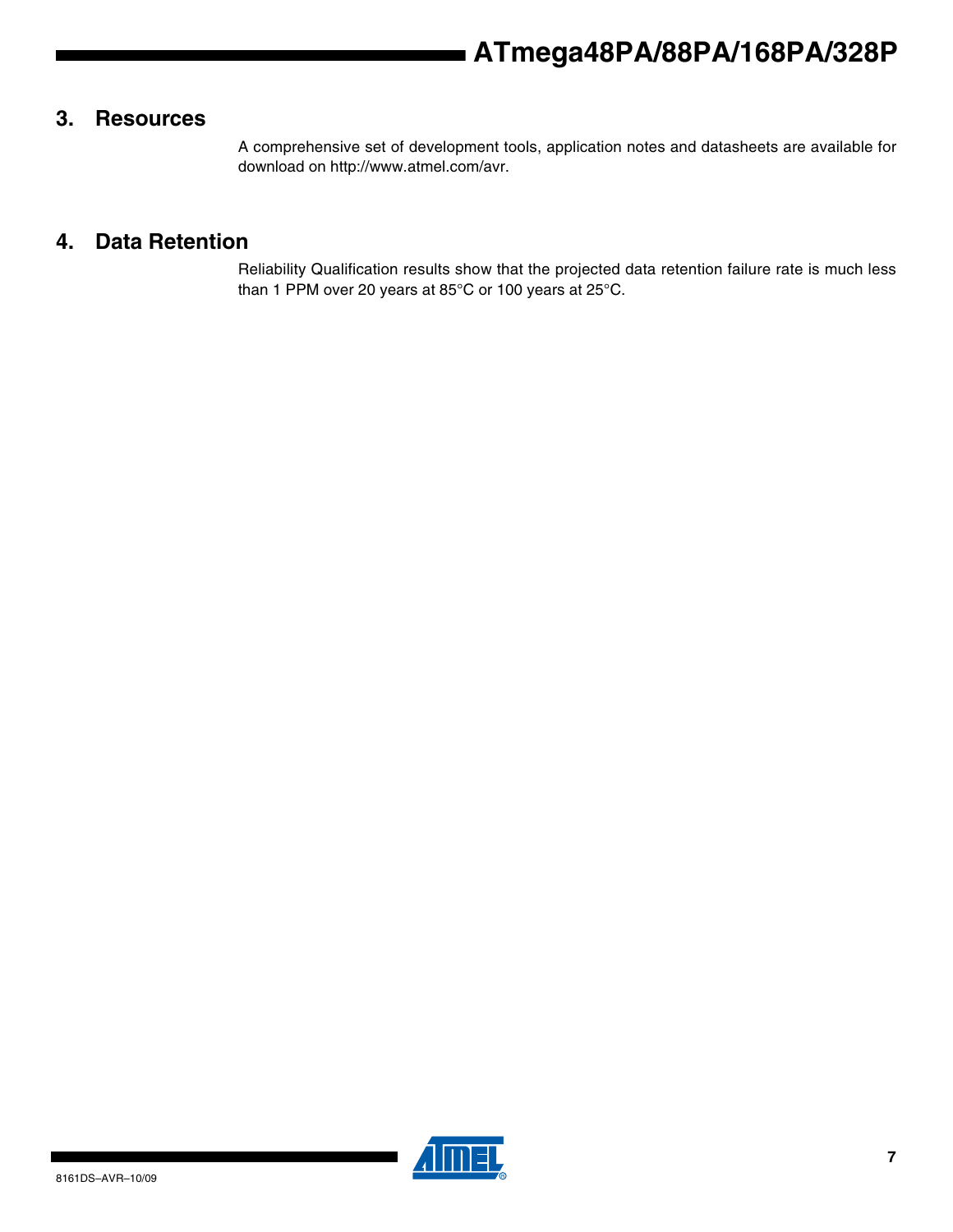## 3. Resources

A comprehensive set of development tools, application notes and datasheets are available for download on http://www.atmel.com/avr.

## 4. Data Retention

Reliability Qualification results show that the projected data retention failure rate is much less than 1 PPM over 20 years at 85°C or 100 years at 25°C.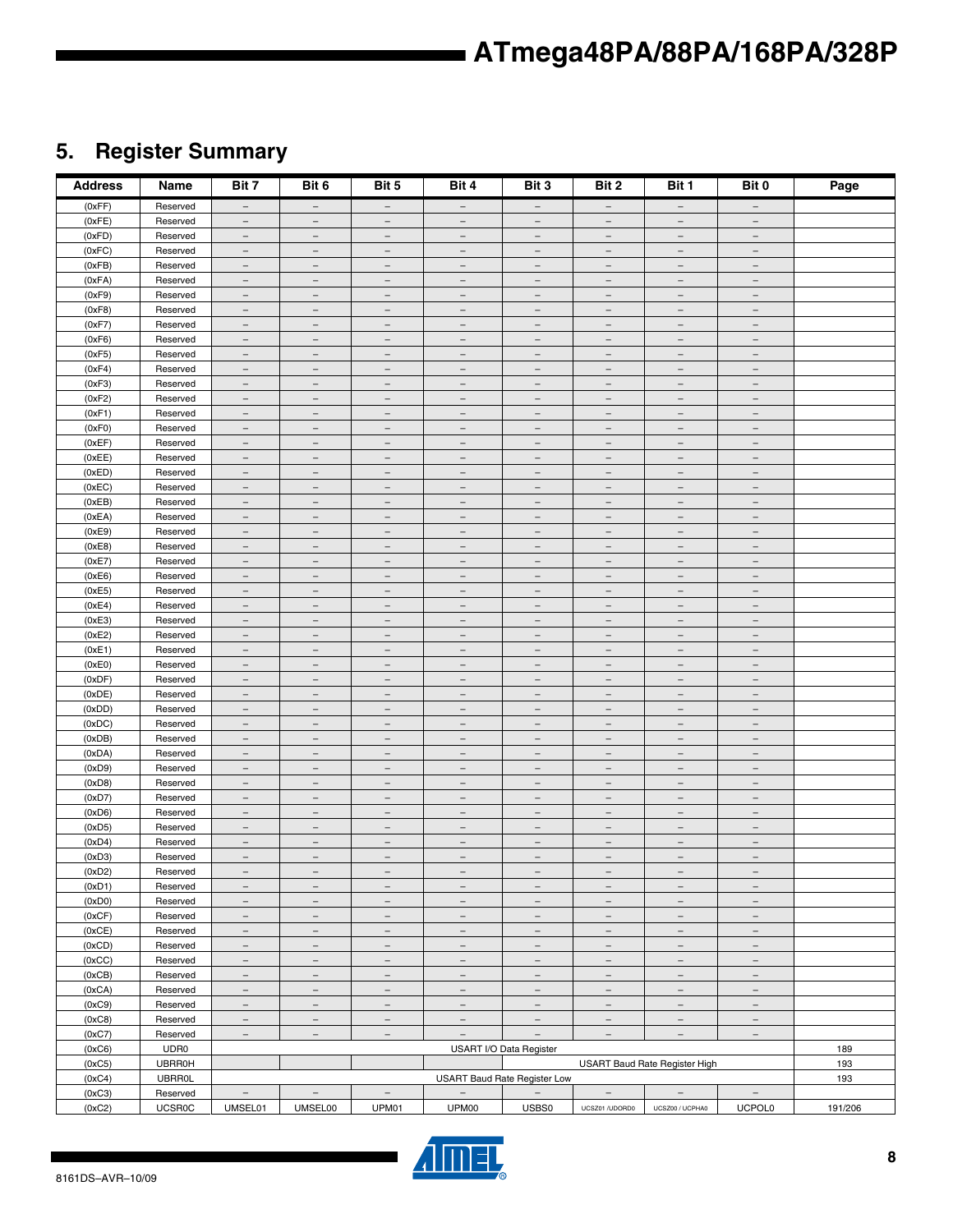## 5. Register Summary

| Address | Name | Bit 7 | Bit 6 | Bit 5 | Bit 4 | Bit 3 | Bit 2 | Bit 1 | Bit 0 | Page |
|---|---|---|---|---|---|---|---|---|---|---|
| (0xFF) | Reserved | – | – | – | – | – | – | – | – | |
| (0xFE) | Reserved | – | – | – | – | – | – | – | – | |
| (0xFD) | Reserved | – | – | – | – | – | – | – | – | |
| (0xFC) | Reserved | – | – | – | – | – | – | – | – | |
| (0xFB) | Reserved | – | – | – | – | – | – | – | – | |
| (0xFA) | Reserved | – | – | – | – | – | – | – | – | |
| (0xF9) | Reserved | – | – | – | – | – | – | – | – | |
| (0xF8) | Reserved | – | – | – | – | – | – | – | – | |
| (0xF7) | Reserved | – | – | – | – | – | – | – | – | |
| (0xF6) | Reserved | – | – | – | – | – | – | – | – | |
| (0xF5) | Reserved | – | – | – | – | – | – | – | – | |
| (0xF4) | Reserved | – | – | – | – | – | – | – | – | |
| (0xF3) | Reserved | – | – | – | – | – | – | – | – | |
| (0xF2) | Reserved | – | – | – | – | – | – | – | – | |
| (0xF1) | Reserved | – | – | – | – | – | – | – | – | |
| (0xF0) | Reserved | – | – | – | – | – | – | – | – | |
| (0xEF) | Reserved | – | – | – | – | – | – | – | – | |
| (0xEE) | Reserved | – | – | – | – | – | – | – | – | |
| (0xED) | Reserved | – | – | – | – | – | – | – | – | |
| (0xEC) | Reserved | – | – | – | – | – | – | – | – | |
| (0xEB) | Reserved | – | – | – | – | – | – | – | – | |
| (0xEA) | Reserved | – | – | – | – | – | – | – | – | |
| (0xE9) | Reserved | – | – | – | – | – | – | – | – | |
| (0xE8) | Reserved | – | – | – | – | – | – | – | – | |
| (0xE7) | Reserved | – | – | – | – | – | – | – | – | |
| (0xE6) | Reserved | – | – | – | – | – | – | – | – | |
| (0xE5) | Reserved | – | – | – | – | – | – | – | – | |
| (0xE4) | Reserved | – | – | – | – | – | – | – | – | |
| (0xE3) | Reserved | – | – | – | – | – | – | – | – | |
| (0xE2) | Reserved | – | – | – | – | – | – | – | – | |
| (0xE1) | Reserved | – | – | – | – | – | – | – | – | |
| (0xE0) | Reserved | – | – | – | – | – | – | – | – | |
| (0xDF) | Reserved | – | – | – | – | – | – | – | – | |
| (0xDE) | Reserved | – | – | – | – | – | – | – | – | |
| (0xDD) | Reserved | – | – | – | – | – | – | – | – | |
| (0xDC) | Reserved | – | – | – | – | – | – | – | – | |
| (0xDB) | Reserved | – | – | – | – | – | – | – | – | |
| (0xDA) | Reserved | – | – | – | – | – | – | – | – | |
| (0xD9) | Reserved | – | – | – | – | – | – | – | – | |
| (0xD8) | Reserved | – | – | – | – | – | – | – | – | |
| (0xD7) | Reserved | – | – | – | – | – | – | – | – | |
| (0xD6) | Reserved | – | – | – | – | – | – | – | – | |
| (0xD5) | Reserved | – | – | – | – | – | – | – | – | |
| (0xD4) | Reserved | – | – | – | – | – | – | – | – | |
| (0xD3) | Reserved | – | – | – | – | – | – | – | – | |
| (0xD2) | Reserved | – | – | – | – | – | – | – | – | |
| (0xD1) | Reserved | – | – | – | – | – | – | – | – | |
| (0xD0) | Reserved | – | – | – | – | – | – | – | – | |
| (0xCF) | Reserved | – | – | – | – | – | – | – | – | |
| (0xCE) | Reserved | – | – | – | – | – | – | – | – | |
| (0xCD) | Reserved | – | – | – | – | – | – | – | – | |
| (0xCC) | Reserved | – | – | – | – | – | – | – | – | |
| (0xCB) | Reserved | – | – | – | – | – | – | – | – | |
| (0xCA) | Reserved | – | – | – | – | – | – | – | – | |
| (0xC9) | Reserved | – | – | – | – | – | – | – | – | |
| (0xC8) | Reserved | – | – | – | – | – | – | – | – | |
| (0xC7) | Reserved | – | – | – | – | – | – | – | – | |
| (0xC6) | UDR0 | USART I/O Data Register | | | | | | | | 189 |
| (0xC5) | UBRR0H | | | | | USART Baud Rate Register High | | | | 193 |
| (0xC4) | UBRR0L | USART Baud Rate Register Low | | | | | | | | 193 |
| (0xC3) | Reserved | – | – | – | – | – | – | – | – | |
| (0xC2) | UCSR0C | UMSEL01 | UMSEL00 | UPM01 | UPM00 | USBS0 | UCSZ01 /UDORD0 | UCSZ00 / UCPHA0 | UCPOL0 | 191/206 |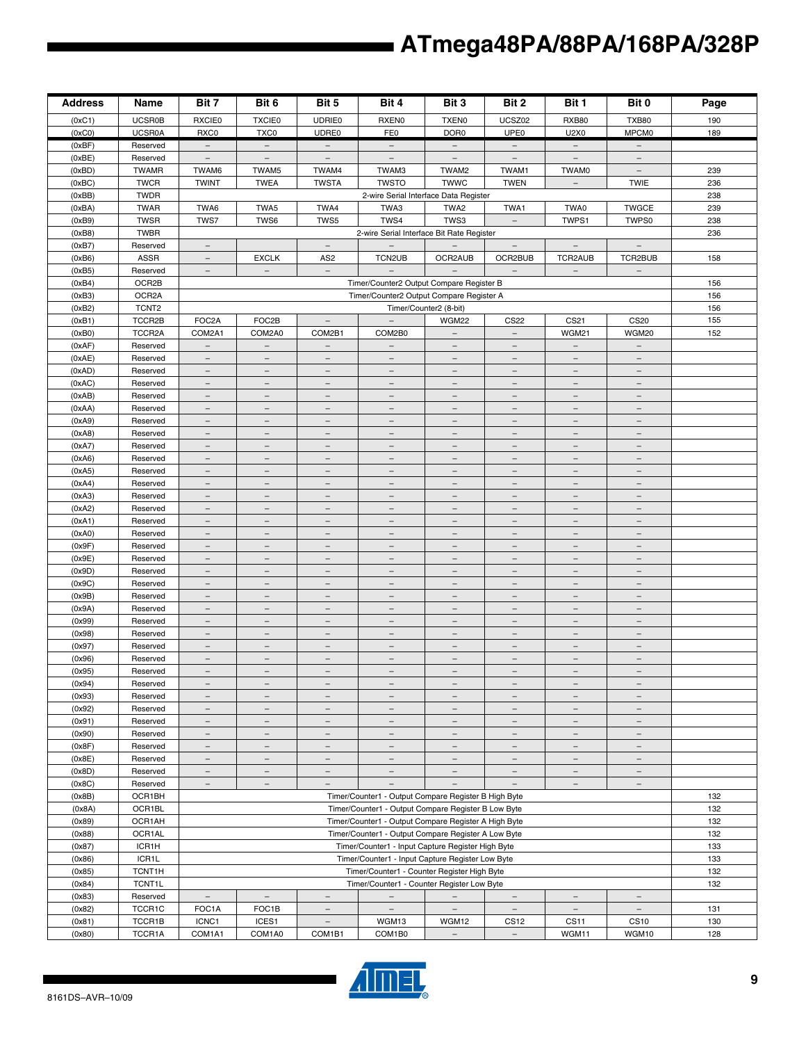| Address | Name | Bit 7 | Bit 6 | Bit 5 | Bit 4 | Bit 3 | Bit 2 | Bit 1 | Bit 0 | Page |
|---|---|---|---|---|---|---|---|---|---|---|
| (0xC1) | UCSR0B | RXCIE0 | TXCIE0 | UDRIE0 | RXEN0 | TXEN0 | UCSZ02 | RXB80 | TXB80 | 190 |
| (0xC0) | UCSR0A | RXC0 | TXC0 | UDRE0 | FE0 | DOR0 | UPE0 | U2X0 | MPCM0 | 189 |
| (0xBF) | Reserved | – | – | – | – | – | – | – | – | |
| (0xBE) | Reserved | – | – | – | – | – | – | – | – | |
| (0xBD) | TWAMR | TWAM6 | TWAM5 | TWAM4 | TWAM3 | TWAM2 | TWAM1 | TWAM0 | – | 239 |
| (0xBC) | TWCR | TWINT | TWEA | TWSTA | TWSTO | TWWC | TWEN | – | TWIE | 236 |
| (0xBB) | TWDR | 2-wire Serial Interface Data Register | | | | | | | | 238 |
| (0xBA) | TWAR | TWA6 | TWA5 | TWA4 | TWA3 | TWA2 | TWA1 | TWA0 | TWGCE | 239 |
| (0xB9) | TWSR | TWS7 | TWS6 | TWS5 | TWS4 | TWS3 | – | TWPS1 | TWPS0 | 238 |
| (0xB8) | TWBR | 2-wire Serial Interface Bit Rate Register | | | | | | | | 236 |
| (0xB7) | Reserved | – | | – | – | – | – | – | – | |
| (0xB6) | ASSR | – | EXCLK | AS2 | TCN2UB | OCR2AUB | OCR2BUB | TCR2AUB | TCR2BUB | 158 |
| (0xB5) | Reserved | – | – | – | – | – | – | – | – | |
| (0xB4) | OCR2B | Timer/Counter2 Output Compare Register B | | | | | | | | 156 |
| (0xB3) | OCR2A | Timer/Counter2 Output Compare Register A | | | | | | | | 156 |
| (0xB2) | TCNT2 | Timer/Counter2 (8-bit) | | | | | | | | 156 |
| (0xB1) | TCCR2B | FOC2A | FOC2B | – | – | WGM22 | CS22 | CS21 | CS20 | 155 |
| (0xB0) | TCCR2A | COM2A1 | COM2A0 | COM2B1 | COM2B0 | – | – | WGM21 | WGM20 | 152 |
| (0xAF) | Reserved | – | – | – | – | – | – | – | – | |
| (0xAE) | Reserved | – | – | – | – | – | – | – | – | |
| (0xAD) | Reserved | – | – | – | – | – | – | – | – | |
| (0xAC) | Reserved | – | – | – | – | – | – | – | – | |
| (0xAB) | Reserved | – | – | – | – | – | – | – | – | |
| (0xAA) | Reserved | – | – | – | – | – | – | – | – | |
| (0xA9) | Reserved | – | – | – | – | – | – | – | – | |
| (0xA8) | Reserved | – | – | – | – | – | – | – | – | |
| (0xA7) | Reserved | – | – | – | – | – | – | – | – | |
| (0xA6) | Reserved | – | – | – | – | – | – | – | – | |
| (0xA5) | Reserved | – | – | – | – | – | – | – | – | |
| (0xA4) | Reserved | – | – | – | – | – | – | – | – | |
| (0xA3) | Reserved | – | – | – | – | – | – | – | – | |
| (0xA2) | Reserved | – | – | – | – | – | – | – | – | |
| (0xA1) | Reserved | – | – | – | – | – | – | – | – | |
| (0xA0) | Reserved | – | – | – | – | – | – | – | – | |
| (0x9F) | Reserved | – | – | – | – | – | – | – | – | |
| (0x9E) | Reserved | – | – | – | – | – | – | – | – | |
| (0x9D) | Reserved | – | – | – | – | – | – | – | – | |
| (0x9C) | Reserved | – | – | – | – | – | – | – | – | |
| (0x9B) | Reserved | – | – | – | – | – | – | – | – | |
| (0x9A) | Reserved | – | – | – | – | – | – | – | – | |
| (0x99) | Reserved | – | – | – | – | – | – | – | – | |
| (0x98) | Reserved | – | – | – | – | – | – | – | – | |
| (0x97) | Reserved | – | – | – | – | – | – | – | – | |
| (0x96) | Reserved | – | – | – | – | – | – | – | – | |
| (0x95) | Reserved | – | – | – | – | – | – | – | – | |
| (0x94) | Reserved | – | – | – | – | – | – | – | – | |
| (0x93) | Reserved | – | – | – | – | – | – | – | – | |
| (0x92) | Reserved | – | – | – | – | – | – | – | – | |
| (0x91) | Reserved | – | – | – | – | – | – | – | – | |
| (0x90) | Reserved | – | – | – | – | – | – | – | – | |
| (0x8F) | Reserved | – | – | – | – | – | – | – | – | |
| (0x8E) | Reserved | – | – | – | – | – | – | – | – | |
| (0x8D) | Reserved | – | – | – | – | – | – | – | – | |
| (0x8C) | Reserved | – | – | – | – | – | – | – | – | |
| (0x8B) | OCR1BH | Timer/Counter1 - Output Compare Register B High Byte | | | | | | | | 132 |
| (0x8A) | OCR1BL | Timer/Counter1 - Output Compare Register B Low Byte | | | | | | | | 132 |
| (0x89) | OCR1AH | Timer/Counter1 - Output Compare Register A High Byte | | | | | | | | 132 |
| (0x88) | OCR1AL | Timer/Counter1 - Output Compare Register A Low Byte | | | | | | | | 132 |
| (0x87) | ICR1H | Timer/Counter1 - Input Capture Register High Byte | | | | | | | | 133 |
| (0x86) | ICR1L | Timer/Counter1 - Input Capture Register Low Byte | | | | | | | | 133 |
| (0x85) | TCNT1H | Timer/Counter1 - Counter Register High Byte | | | | | | | | 132 |
| (0x84) | TCNT1L | Timer/Counter1 - Counter Register Low Byte | | | | | | | | 132 |
| (0x83) | Reserved | – | – | – | – | – | – | – | – | |
| (0x82) | TCCR1C | FOC1A | FOC1B | – | – | – | – | – | – | 131 |
| (0x81) | TCCR1B | ICNC1 | ICES1 | – | WGM13 | WGM12 | CS12 | CS11 | CS10 | 130 |
| (0x80) | TCCR1A | COM1A1 | COM1A0 | COM1B1 | COM1B0 | – | – | WGM11 | WGM10 | 128 |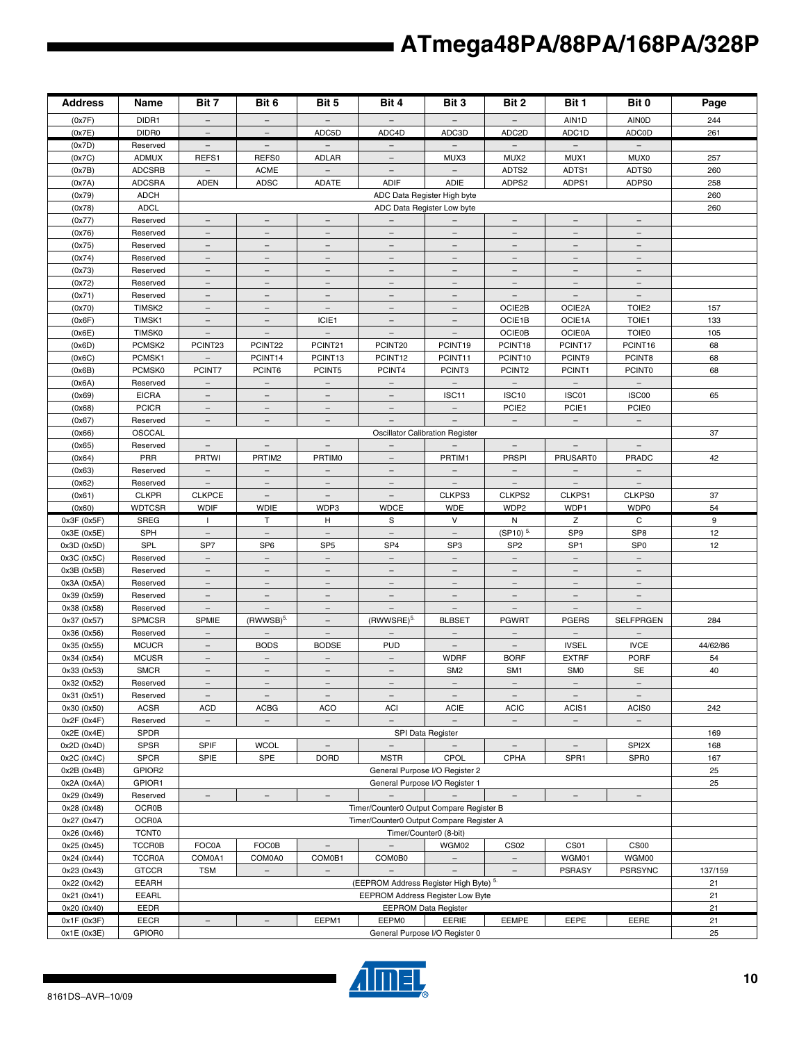| Address | Name | Bit 7 | Bit 6 | Bit 5 | Bit 4 | Bit 3 | Bit 2 | Bit 1 | Bit 0 | Page |
|---|---|---|---|---|---|---|---|---|---|---|
| (0x7F) | DIDR1 | – | – | – | – | – | – | AIN1D | AIN0D | 244 |
| (0x7E) | DIDR0 | – | – | ADC5D | ADC4D | ADC3D | ADC2D | ADC1D | ADC0D | 261 |
| (0x7D) | Reserved | – | – | – | – | – | – | – | – | |
| (0x7C) | ADMUX | REFS1 | REFS0 | ADLAR | – | MUX3 | MUX2 | MUX1 | MUX0 | 257 |
| (0x7B) | ADCSRB | – | ACME | – | – | – | ADTS2 | ADTS1 | ADTS0 | 260 |
| (0x7A) | ADCSRA | ADEN | ADSC | ADATE | ADIF | ADIE | ADPS2 | ADPS1 | ADPS0 | 258 |
| (0x79) | ADCH | ADC Data Register High byte | | | | | | | | 260 |
| (0x78) | ADCL | ADC Data Register Low byte | | | | | | | | 260 |
| (0x77) | Reserved | – | – | – | – | – | – | – | – | |
| (0x76) | Reserved | – | – | – | – | – | – | – | – | |
| (0x75) | Reserved | – | – | – | – | – | – | – | – | |
| (0x74) | Reserved | – | – | – | – | – | – | – | – | |
| (0x73) | Reserved | – | – | – | – | – | – | – | – | |
| (0x72) | Reserved | – | – | – | – | – | – | – | – | |
| (0x71) | Reserved | – | – | – | – | – | – | – | – | |
| (0x70) | TIMSK2 | – | – | – | – | – | OCIE2B | OCIE2A | TOIE2 | 157 |
| (0x6F) | TIMSK1 | – | – | ICIE1 | – | – | OCIE1B | OCIE1A | TOIE1 | 133 |
| (0x6E) | TIMSK0 | – | – | – | – | – | OCIE0B | OCIE0A | TOIE0 | 105 |
| (0x6D) | PCMSK2 | PCINT23 | PCINT22 | PCINT21 | PCINT20 | PCINT19 | PCINT18 | PCINT17 | PCINT16 | 68 |
| (0x6C) | PCMSK1 | – | PCINT14 | PCINT13 | PCINT12 | PCINT11 | PCINT10 | PCINT9 | PCINT8 | 68 |
| (0x6B) | PCMSK0 | PCINT7 | PCINT6 | PCINT5 | PCINT4 | PCINT3 | PCINT2 | PCINT1 | PCINT0 | 68 |
| (0x6A) | Reserved | – | – | – | – | – | – | – | – | |
| (0x69) | EICRA | – | – | – | – | ISC11 | ISC10 | ISC01 | ISC00 | 65 |
| (0x68) | PCICR | – | – | – | – | – | PCIE2 | PCIE1 | PCIE0 | |
| (0x67) | Reserved | – | – | – | – | – | – | – | – | |
| (0x66) | OSCCAL | Oscillator Calibration Register | | | | | | | | 37 |
| (0x65) | Reserved | – | – | – | – | – | – | – | – | |
| (0x64) | PRR | PRTWI | PRTIM2 | PRTIM0 | – | PRTIM1 | PRSPI | PRUSART0 | PRADC | 42 |
| (0x63) | Reserved | – | – | – | – | – | – | – | – | |
| (0x62) | Reserved | – | – | – | – | – | – | – | – | |
| (0x61) | CLKPR | CLKPCE | – | – | – | CLKPS3 | CLKPS2 | CLKPS1 | CLKPS0 | 37 |
| (0x60) | WDTCSR | WDIF | WDIE | WDP3 | WDCE | WDE | WDP2 | WDP1 | WDP0 | 54 |
| 0x3F (0x5F) | SREG | I | T | H | S | V | N | Z | C | 9 |
| 0x3E (0x5E) | SPH | – | – | – | – | – | (SP10) [5.] | SP9 | SP8 | 12 |
| 0x3D (0x5D) | SPL | SP7 | SP6 | SP5 | SP4 | SP3 | SP2 | SP1 | SP0 | 12 |
| 0x3C (0x5C) | Reserved | – | – | – | – | – | – | – | – | |
| 0x3B (0x5B) | Reserved | – | – | – | – | – | – | – | – | |
| 0x3A (0x5A) | Reserved | – | – | – | – | – | – | – | – | |
| 0x39 (0x59) | Reserved | – | – | – | – | – | – | – | – | |
| 0x38 (0x58) | Reserved | – | – | – | – | – | – | – | – | |
| 0x37 (0x57) | SPMCSR | SPMIE | (RWWSB)[5.] | – | (RWWSRE)[5.] | BLBSET | PGWRT | PGERS | SELFPRGEN | 284 |
| 0x36 (0x56) | Reserved | – | – | – | – | – | – | – | – | |
| 0x35 (0x55) | MCUCR | – | BODS | BODSE | PUD | – | – | IVSEL | IVCE | 44/62/86 |
| 0x34 (0x54) | MCUSR | – | – | – | – | WDRF | BORF | EXTRF | PORF | 54 |
| 0x33 (0x53) | SMCR | – | – | – | – | SM2 | SM1 | SM0 | SE | 40 |
| 0x32 (0x52) | Reserved | – | – | – | – | – | – | – | – | |
| 0x31 (0x51) | Reserved | – | – | – | – | – | – | – | – | |
| 0x30 (0x50) | ACSR | ACD | ACBG | ACO | ACI | ACIE | ACIC | ACIS1 | ACIS0 | 242 |
| 0x2F (0x4F) | Reserved | – | – | – | – | – | – | – | – | |
| 0x2E (0x4E) | SPDR | SPI Data Register | | | | | | | | 169 |
| 0x2D (0x4D) | SPSR | SPIF | WCOL | – | – | – | – | – | SPI2X | 168 |
| 0x2C (0x4C) | SPCR | SPIE | SPE | DORD | MSTR | CPOL | CPHA | SPR1 | SPR0 | 167 |
| 0x2B (0x4B) | GPIOR2 | General Purpose I/O Register 2 | | | | | | | | 25 |
| 0x2A (0x4A) | GPIOR1 | General Purpose I/O Register 1 | | | | | | | | 25 |
| 0x29 (0x49) | Reserved | – | – | – | – | – | – | – | – | |
| 0x28 (0x48) | OCR0B | Timer/Counter0 Output Compare Register B | | | | | | | | |
| 0x27 (0x47) | OCR0A | Timer/Counter0 Output Compare Register A | | | | | | | | |
| 0x26 (0x46) | TCNT0 | Timer/Counter0 (8-bit) | | | | | | | | |
| 0x25 (0x45) | TCCR0B | FOC0A | FOC0B | – | – | WGM02 | CS02 | CS01 | CS00 | |
| 0x24 (0x44) | TCCR0A | COM0A1 | COM0A0 | COM0B1 | COM0B0 | – | – | WGM01 | WGM00 | |
| 0x23 (0x43) | GTCCR | TSM | – | – | – | – | – | PSRASY | PSRSYNC | 137/159 |
| 0x22 (0x42) | EEARH | (EEPROM Address Register High Byte) [5.] | | | | | | | | 21 |
| 0x21 (0x41) | EEARL | EEPROM Address Register Low Byte | | | | | | | | 21 |
| 0x20 (0x40) | EEDR | EEPROM Data Register | | | | | | | | 21 |
| 0x1F (0x3F) | EECR | – | – | EEPM1 | EEPM0 | EERIE | EEMPE | EEPE | EERE | 21 |
| 0x1E (0x3E) | GPIOR0 | General Purpose I/O Register 0 | | | | | | | | 25 |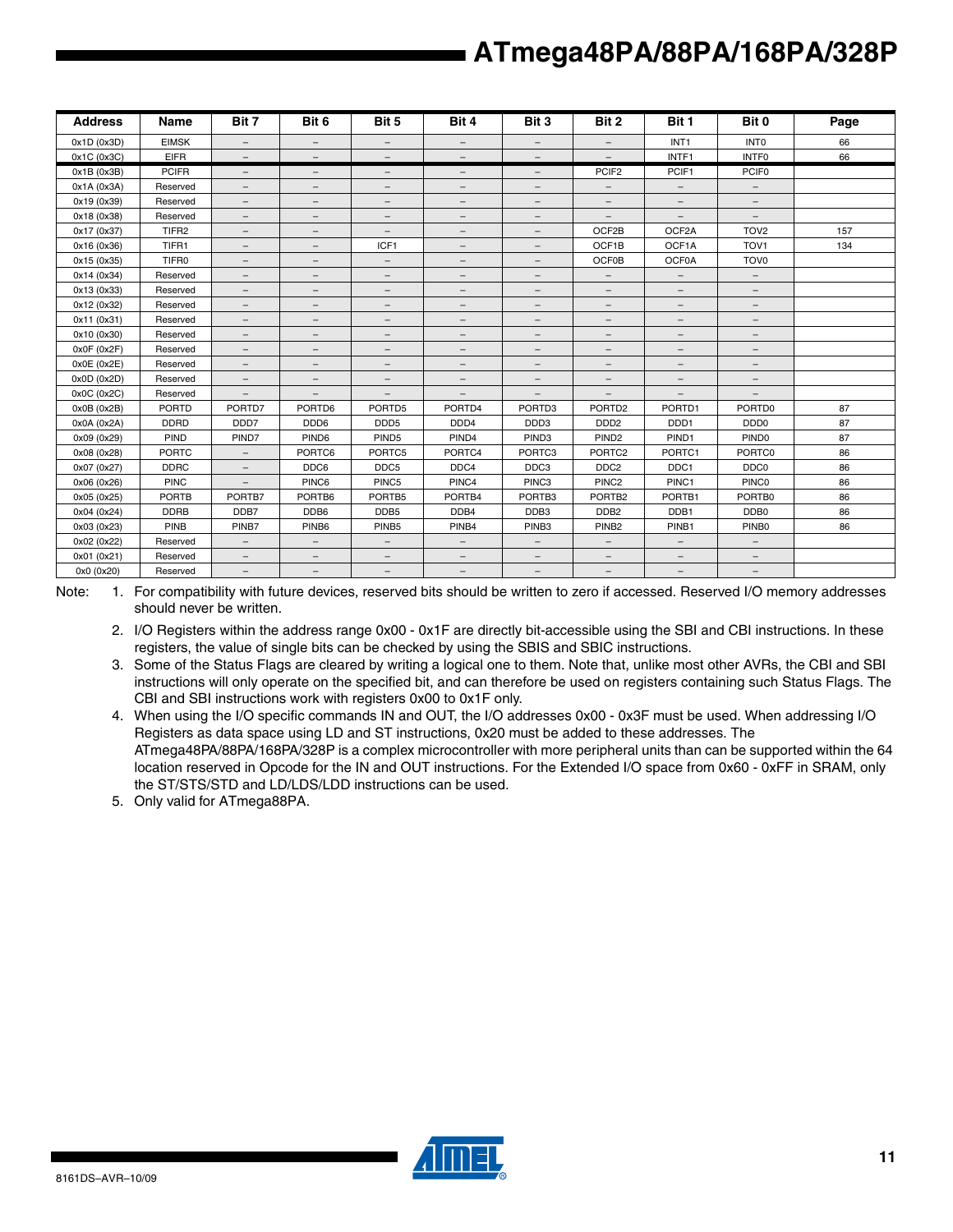| Address | Name | Bit 7 | Bit 6 | Bit 5 | Bit 4 | Bit 3 | Bit 2 | Bit 1 | Bit 0 | Page |
|---|---|---|---|---|---|---|---|---|---|---|
| 0x1D (0x3D) | EIMSK | – | – | – | – | – | – | INT1 | INT0 | 66 |
| 0x1C (0x3C) | EIFR | – | – | – | – | – | – | INTF1 | INTF0 | 66 |
| 0x1B (0x3B) | PCIFR | – | – | – | – | – | PCIF2 | PCIF1 | PCIF0 | |
| 0x1A (0x3A) | Reserved | – | – | – | – | – | – | – | – | |
| 0x19 (0x39) | Reserved | – | – | – | – | – | – | – | – | |
| 0x18 (0x38) | Reserved | – | – | – | – | – | – | – | – | |
| 0x17 (0x37) | TIFR2 | – | – | – | – | – | OCF2B | OCF2A | TOV2 | 157 |
| 0x16 (0x36) | TIFR1 | – | – | ICF1 | – | – | OCF1B | OCF1A | TOV1 | 134 |
| 0x15 (0x35) | TIFR0 | – | – | – | – | – | OCF0B | OCF0A | TOV0 | |
| 0x14 (0x34) | Reserved | – | – | – | – | – | – | – | – | |
| 0x13 (0x33) | Reserved | – | – | – | – | – | – | – | – | |
| 0x12 (0x32) | Reserved | – | – | – | – | – | – | – | – | |
| 0x11 (0x31) | Reserved | – | – | – | – | – | – | – | – | |
| 0x10 (0x30) | Reserved | – | – | – | – | – | – | – | – | |
| 0x0F (0x2F) | Reserved | – | – | – | – | – | – | – | – | |
| 0x0E (0x2E) | Reserved | – | – | – | – | – | – | – | – | |
| 0x0D (0x2D) | Reserved | – | – | – | – | – | – | – | – | |
| 0x0C (0x2C) | Reserved | – | – | – | – | – | – | – | – | |
| 0x0B (0x2B) | PORTD | PORTD7 | PORTD6 | PORTD5 | PORTD4 | PORTD3 | PORTD2 | PORTD1 | PORTD0 | 87 |
| 0x0A (0x2A) | DDRD | DDD7 | DDD6 | DDD5 | DDD4 | DDD3 | DDD2 | DDD1 | DDD0 | 87 |
| 0x09 (0x29) | PIND | PIND7 | PIND6 | PIND5 | PIND4 | PIND3 | PIND2 | PIND1 | PIND0 | 87 |
| 0x08 (0x28) | PORTC | – | PORTC6 | PORTC5 | PORTC4 | PORTC3 | PORTC2 | PORTC1 | PORTC0 | 86 |
| 0x07 (0x27) | DDRC | – | DDC6 | DDC5 | DDC4 | DDC3 | DDC2 | DDC1 | DDC0 | 86 |
| 0x06 (0x26) | PINC | – | PINC6 | PINC5 | PINC4 | PINC3 | PINC2 | PINC1 | PINC0 | 86 |
| 0x05 (0x25) | PORTB | PORTB7 | PORTB6 | PORTB5 | PORTB4 | PORTB3 | PORTB2 | PORTB1 | PORTB0 | 86 |
| 0x04 (0x24) | DDRB | DDB7 | DDB6 | DDB5 | DDB4 | DDB3 | DDB2 | DDB1 | DDB0 | 86 |
| 0x03 (0x23) | PINB | PINB7 | PINB6 | PINB5 | PINB4 | PINB3 | PINB2 | PINB1 | PINB0 | 86 |
| 0x02 (0x22) | Reserved | – | – | – | – | – | – | – | – | |
| 0x01 (0x21) | Reserved | – | – | – | – | – | – | – | – | |
| 0x0 (0x20) | Reserved | – | – | – | – | – | – | – | – | |

Note:

1. For compatibility with future devices, reserved bits should be written to zero if accessed. Reserved I/O memory addresses should never be written.
2. I/O Registers within the address range 0x00 - 0x1F are directly bit-accessible using the SBI and CBI instructions. In these registers, the value of single bits can be checked by using the SBIS and SBIC instructions.
3. Some of the Status Flags are cleared by writing a logical one to them. Note that, unlike most other AVRs, the CBI and SBI instructions will only operate on the specified bit, and can therefore be used on registers containing such Status Flags. The CBI and SBI instructions work with registers 0x00 to 0x1F only.
4. When using the I/O specific commands IN and OUT, the I/O addresses 0x00 - 0x3F must be used. When addressing I/O Registers as data space using LD and ST instructions, 0x20 must be added to these addresses. The ATmega48PA/88PA/168PA/328P is a complex microcontroller with more peripheral units than can be supported within the 64 location reserved in Opcode for the IN and OUT instructions. For the Extended I/O space from 0x60 - 0xFF in SRAM, only the ST/STS/STD and LD/LDS/LDD instructions can be used.
5. Only valid for ATmega88PA.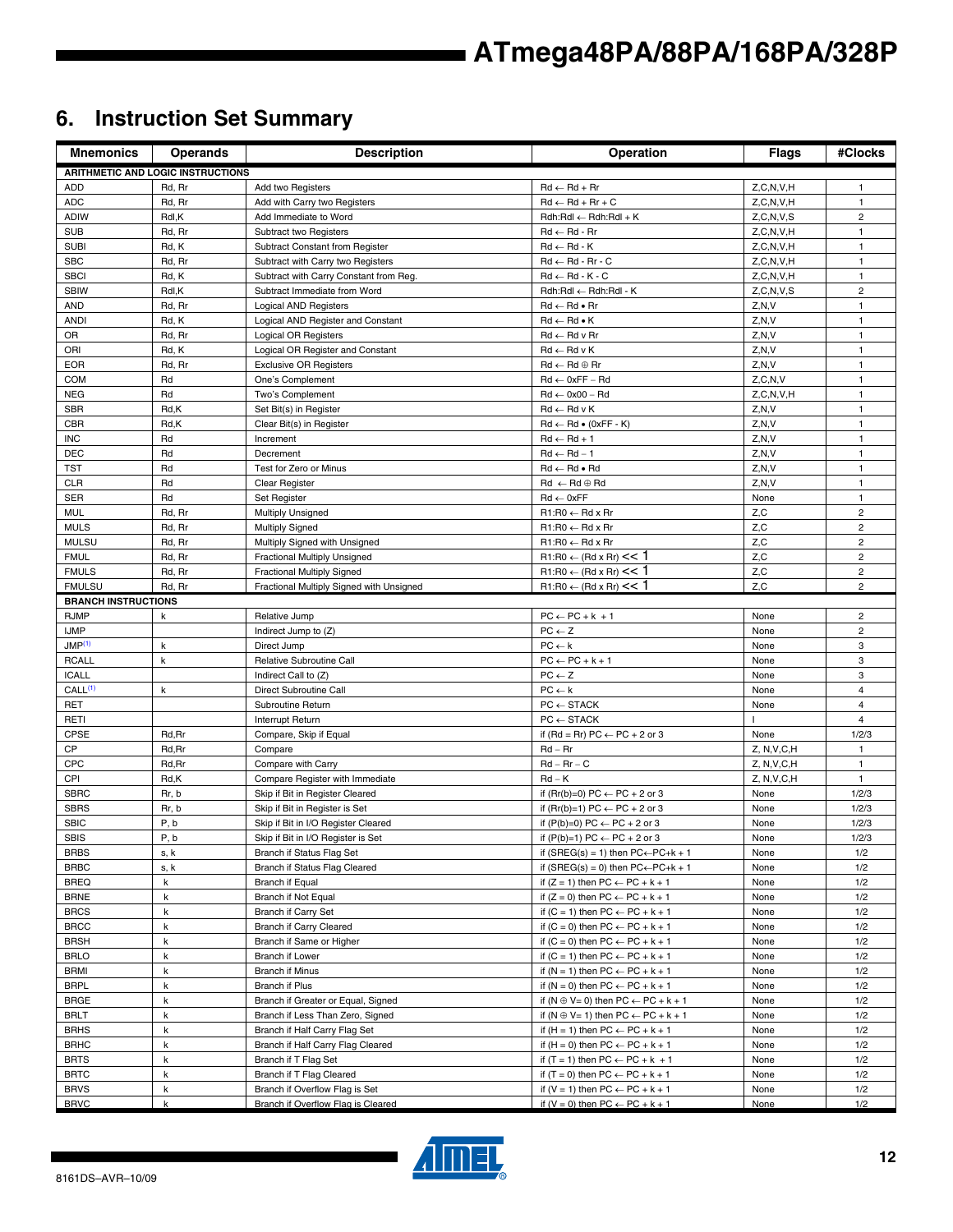## 6. Instruction Set Summary

| Mnemonics | Operands | Description | Operation | Flags | #Clocks |
|---|---|---|---|---|---|
| **ARITHMETIC AND LOGIC INSTRUCTIONS** | | | | | |
| ADD | Rd, Rr | Add two Registers | Rd ← Rd + Rr | Z,C,N,V,H | 1 |
| ADC | Rd, Rr | Add with Carry two Registers | Rd ← Rd + Rr + C | Z,C,N,V,H | 1 |
| ADIW | Rdl,K | Add Immediate to Word | Rdh:Rdl ← Rdh:Rdl + K | Z,C,N,V,S | 2 |
| SUB | Rd, Rr | Subtract two Registers | Rd ← Rd - Rr | Z,C,N,V,H | 1 |
| SUBI | Rd, K | Subtract Constant from Register | Rd ← Rd - K | Z,C,N,V,H | 1 |
| SBC | Rd, Rr | Subtract with Carry two Registers | Rd ← Rd - Rr - C | Z,C,N,V,H | 1 |
| SBCI | Rd, K | Subtract with Carry Constant from Reg. | Rd ← Rd - K - C | Z,C,N,V,H | 1 |
| SBIW | Rdl,K | Subtract Immediate from Word | Rdh:Rdl ← Rdh:Rdl - K | Z,C,N,V,S | 2 |
| AND | Rd, Rr | Logical AND Registers | Rd ← Rd • Rr | Z,N,V | 1 |
| ANDI | Rd, K | Logical AND Register and Constant | Rd ← Rd • K | Z,N,V | 1 |
| OR | Rd, Rr | Logical OR Registers | Rd ← Rd v Rr | Z,N,V | 1 |
| ORI | Rd, K | Logical OR Register and Constant | Rd ← Rd v K | Z,N,V | 1 |
| EOR | Rd, Rr | Exclusive OR Registers | Rd ← Rd ⊕ Rr | Z,N,V | 1 |
| COM | Rd | One's Complement | Rd ← 0xFF − Rd | Z,C,N,V | 1 |
| NEG | Rd | Two's Complement | Rd ← 0x00 − Rd | Z,C,N,V,H | 1 |
| SBR | Rd,K | Set Bit(s) in Register | Rd ← Rd v K | Z,N,V | 1 |
| CBR | Rd,K | Clear Bit(s) in Register | Rd ← Rd • (0xFF - K) | Z,N,V | 1 |
| INC | Rd | Increment | Rd ← Rd + 1 | Z,N,V | 1 |
| DEC | Rd | Decrement | Rd ← Rd − 1 | Z,N,V | 1 |
| TST | Rd | Test for Zero or Minus | Rd ← Rd • Rd | Z,N,V | 1 |
| CLR | Rd | Clear Register | Rd ← Rd ⊕ Rd | Z,N,V | 1 |
| SER | Rd | Set Register | Rd ← 0xFF | None | 1 |
| MUL | Rd, Rr | Multiply Unsigned | R1:R0 ← Rd x Rr | Z,C | 2 |
| MULS | Rd, Rr | Multiply Signed | R1:R0 ← Rd x Rr | Z,C | 2 |
| MULSU | Rd, Rr | Multiply Signed with Unsigned | R1:R0 ← Rd x Rr | Z,C | 2 |
| FMUL | Rd, Rr | Fractional Multiply Unsigned | R1:R0 ← (Rd x Rr) << 1 | Z,C | 2 |
| FMULS | Rd, Rr | Fractional Multiply Signed | R1:R0 ← (Rd x Rr) << 1 | Z,C | 2 |
| FMULSU | Rd, Rr | Fractional Multiply Signed with Unsigned | R1:R0 ← (Rd x Rr) << 1 | Z,C | 2 |
| **BRANCH INSTRUCTIONS** | | | | | |
| RJMP | k | Relative Jump | PC ← PC + k + 1 | None | 2 |
| IJMP | | Indirect Jump to (Z) | PC ← Z | None | 2 |
| JMP[1] | k | Direct Jump | PC ← k | None | 3 |
| RCALL | k | Relative Subroutine Call | PC ← PC + k + 1 | None | 3 |
| ICALL | | Indirect Call to (Z) | PC ← Z | None | 3 |
| CALL[1] | k | Direct Subroutine Call | PC ← k | None | 4 |
| RET | | Subroutine Return | PC ← STACK | None | 4 |
| RETI | | Interrupt Return | PC ← STACK | I | 4 |
| CPSE | Rd,Rr | Compare, Skip if Equal | if (Rd = Rr) PC ← PC + 2 or 3 | None | 1/2/3 |
| CP | Rd,Rr | Compare | Rd − Rr | Z, N,V,C,H | 1 |
| CPC | Rd,Rr | Compare with Carry | Rd − Rr − C | Z, N,V,C,H | 1 |
| CPI | Rd,K | Compare Register with Immediate | Rd − K | Z, N,V,C,H | 1 |
| SBRC | Rr, b | Skip if Bit in Register Cleared | if (Rr(b)=0) PC ← PC + 2 or 3 | None | 1/2/3 |
| SBRS | Rr, b | Skip if Bit in Register is Set | if (Rr(b)=1) PC ← PC + 2 or 3 | None | 1/2/3 |
| SBIC | P, b | Skip if Bit in I/O Register Cleared | if (P(b)=0) PC ← PC + 2 or 3 | None | 1/2/3 |
| SBIS | P, b | Skip if Bit in I/O Register is Set | if (P(b)=1) PC ← PC + 2 or 3 | None | 1/2/3 |
| BRBS | s, k | Branch if Status Flag Set | if (SREG(s) = 1) then PC←PC+k + 1 | None | 1/2 |
| BRBC | s, k | Branch if Status Flag Cleared | if (SREG(s) = 0) then PC←PC+k + 1 | None | 1/2 |
| BREQ | k | Branch if Equal | if (Z = 1) then PC ← PC + k + 1 | None | 1/2 |
| BRNE | k | Branch if Not Equal | if (Z = 0) then PC ← PC + k + 1 | None | 1/2 |
| BRCS | k | Branch if Carry Set | if (C = 1) then PC ← PC + k + 1 | None | 1/2 |
| BRCC | k | Branch if Carry Cleared | if (C = 0) then PC ← PC + k + 1 | None | 1/2 |
| BRSH | k | Branch if Same or Higher | if (C = 0) then PC ← PC + k + 1 | None | 1/2 |
| BRLO | k | Branch if Lower | if (C = 1) then PC ← PC + k + 1 | None | 1/2 |
| BRMI | k | Branch if Minus | if (N = 1) then PC ← PC + k + 1 | None | 1/2 |
| BRPL | k | Branch if Plus | if (N = 0) then PC ← PC + k + 1 | None | 1/2 |
| BRGE | k | Branch if Greater or Equal, Signed | if (N ⊕ V= 0) then PC ← PC + k + 1 | None | 1/2 |
| BRLT | k | Branch if Less Than Zero, Signed | if (N ⊕ V= 1) then PC ← PC + k + 1 | None | 1/2 |
| BRHS | k | Branch if Half Carry Flag Set | if (H = 1) then PC ← PC + k + 1 | None | 1/2 |
| BRHC | k | Branch if Half Carry Flag Cleared | if (H = 0) then PC ← PC + k + 1 | None | 1/2 |
| BRTS | k | Branch if T Flag Set | if (T = 1) then PC ← PC + k + 1 | None | 1/2 |
| BRTC | k | Branch if T Flag Cleared | if (T = 0) then PC ← PC + k + 1 | None | 1/2 |
| BRVS | k | Branch if Overflow Flag is Set | if (V = 1) then PC ← PC + k + 1 | None | 1/2 |
| BRVC | k | Branch if Overflow Flag is Cleared | if (V = 0) then PC ← PC + k + 1 | None | 1/2 |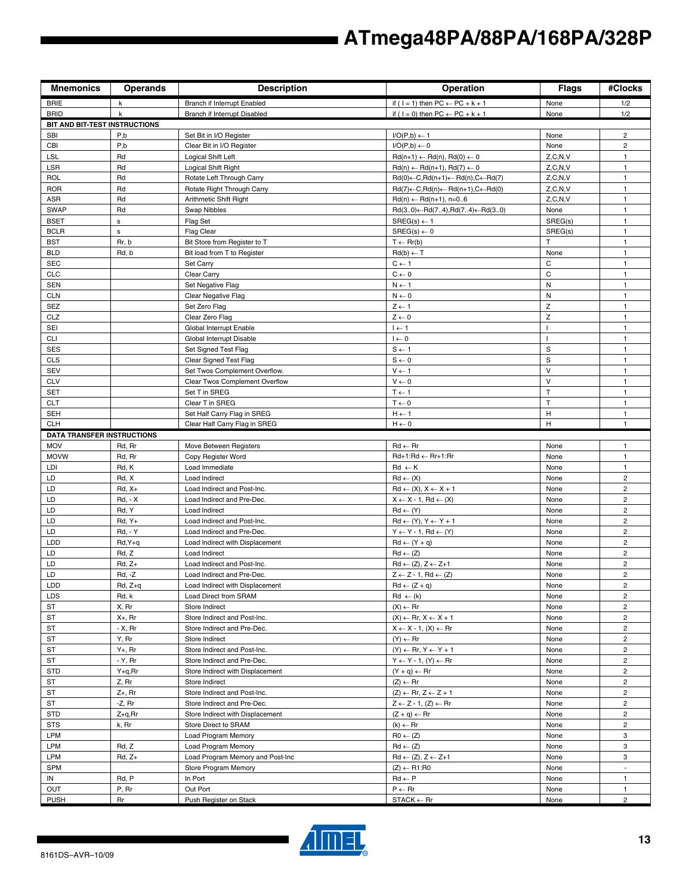| Mnemonics | Operands | Description | Operation | Flags | #Clocks |
|---|---|---|---|---|---|
| BRIE | k | Branch if Interrupt Enabled | if ( I = 1) then PC ← PC + k + 1 | None | 1/2 |
| BRID | k | Branch if Interrupt Disabled | if ( I = 0) then PC ← PC + k + 1 | None | 1/2 |
| **BIT AND BIT-TEST INSTRUCTIONS** | | | | | |
| SBI | P,b | Set Bit in I/O Register | I/O(P,b) ← 1 | None | 2 |
| CBI | P,b | Clear Bit in I/O Register | I/O(P,b) ← 0 | None | 2 |
| LSL | Rd | Logical Shift Left | Rd(n+1) ← Rd(n), Rd(0) ← 0 | Z,C,N,V | 1 |
| LSR | Rd | Logical Shift Right | Rd(n) ← Rd(n+1), Rd(7) ← 0 | Z,C,N,V | 1 |
| ROL | Rd | Rotate Left Through Carry | Rd(0)←C,Rd(n+1)← Rd(n),C←Rd(7) | Z,C,N,V | 1 |
| ROR | Rd | Rotate Right Through Carry | Rd(7)←C,Rd(n)← Rd(n+1),C←Rd(0) | Z,C,N,V | 1 |
| ASR | Rd | Arithmetic Shift Right | Rd(n) ← Rd(n+1), n=0..6 | Z,C,N,V | 1 |
| SWAP | Rd | Swap Nibbles | Rd(3..0)←Rd(7..4),Rd(7..4)←Rd(3..0) | None | 1 |
| BSET | s | Flag Set | SREG(s) ← 1 | SREG(s) | 1 |
| BCLR | s | Flag Clear | SREG(s) ← 0 | SREG(s) | 1 |
| BST | Rr, b | Bit Store from Register to T | T ← Rr(b) | T | 1 |
| BLD | Rd, b | Bit load from T to Register | Rd(b) ← T | None | 1 |
| SEC | | Set Carry | C ← 1 | C | 1 |
| CLC | | Clear Carry | C ← 0 | C | 1 |
| SEN | | Set Negative Flag | N ← 1 | N | 1 |
| CLN | | Clear Negative Flag | N ← 0 | N | 1 |
| SEZ | | Set Zero Flag | Z ← 1 | Z | 1 |
| CLZ | | Clear Zero Flag | Z ← 0 | Z | 1 |
| SEI | | Global Interrupt Enable | I ← 1 | I | 1 |
| CLI | | Global Interrupt Disable | I ← 0 | I | 1 |
| SES | | Set Signed Test Flag | S ← 1 | S | 1 |
| CLS | | Clear Signed Test Flag | S ← 0 | S | 1 |
| SEV | | Set Twos Complement Overflow. | V ← 1 | V | 1 |
| CLV | | Clear Twos Complement Overflow | V ← 0 | V | 1 |
| SET | | Set T in SREG | T ← 1 | T | 1 |
| CLT | | Clear T in SREG | T ← 0 | T | 1 |
| SEH | | Set Half Carry Flag in SREG | H ← 1 | H | 1 |
| CLH | | Clear Half Carry Flag in SREG | H ← 0 | H | 1 |
| **DATA TRANSFER INSTRUCTIONS** | | | | | |
| MOV | Rd, Rr | Move Between Registers | Rd ← Rr | None | 1 |
| MOVW | Rd, Rr | Copy Register Word | Rd+1:Rd ← Rr+1:Rr | None | 1 |
| LDI | Rd, K | Load Immediate | Rd ← K | None | 1 |
| LD | Rd, X | Load Indirect | Rd ← (X) | None | 2 |
| LD | Rd, X+ | Load Indirect and Post-Inc. | Rd ← (X), X ← X + 1 | None | 2 |
| LD | Rd, - X | Load Indirect and Pre-Dec. | X ← X - 1, Rd ← (X) | None | 2 |
| LD | Rd, Y | Load Indirect | Rd ← (Y) | None | 2 |
| LD | Rd, Y+ | Load Indirect and Post-Inc. | Rd ← (Y), Y ← Y + 1 | None | 2 |
| LD | Rd, - Y | Load Indirect and Pre-Dec. | Y ← Y - 1, Rd ← (Y) | None | 2 |
| LDD | Rd,Y+q | Load Indirect with Displacement | Rd ← (Y + q) | None | 2 |
| LD | Rd, Z | Load Indirect | Rd ← (Z) | None | 2 |
| LD | Rd, Z+ | Load Indirect and Post-Inc. | Rd ← (Z), Z ← Z+1 | None | 2 |
| LD | Rd, -Z | Load Indirect and Pre-Dec. | Z ← Z - 1, Rd ← (Z) | None | 2 |
| LDD | Rd, Z+q | Load Indirect with Displacement | Rd ← (Z + q) | None | 2 |
| LDS | Rd, k | Load Direct from SRAM | Rd ← (k) | None | 2 |
| ST | X, Rr | Store Indirect | (X) ← Rr | None | 2 |
| ST | X+, Rr | Store Indirect and Post-Inc. | (X) ← Rr, X ← X + 1 | None | 2 |
| ST | - X, Rr | Store Indirect and Pre-Dec. | X ← X - 1, (X) ← Rr | None | 2 |
| ST | Y, Rr | Store Indirect | (Y) ← Rr | None | 2 |
| ST | Y+, Rr | Store Indirect and Post-Inc. | (Y) ← Rr, Y ← Y + 1 | None | 2 |
| ST | - Y, Rr | Store Indirect and Pre-Dec. | Y ← Y - 1, (Y) ← Rr | None | 2 |
| STD | Y+q,Rr | Store Indirect with Displacement | (Y + q) ← Rr | None | 2 |
| ST | Z, Rr | Store Indirect | (Z) ← Rr | None | 2 |
| ST | Z+, Rr | Store Indirect and Post-Inc. | (Z) ← Rr, Z ← Z + 1 | None | 2 |
| ST | -Z, Rr | Store Indirect and Pre-Dec. | Z ← Z - 1, (Z) ← Rr | None | 2 |
| STD | Z+q,Rr | Store Indirect with Displacement | (Z + q) ← Rr | None | 2 |
| STS | k, Rr | Store Direct to SRAM | (k) ← Rr | None | 2 |
| LPM | | Load Program Memory | R0 ← (Z) | None | 3 |
| LPM | Rd, Z | Load Program Memory | Rd ← (Z) | None | 3 |
| LPM | Rd, Z+ | Load Program Memory and Post-Inc | Rd ← (Z), Z ← Z+1 | None | 3 |
| SPM | | Store Program Memory | (Z) ← R1:R0 | None | - |
| IN | Rd, P | In Port | Rd ← P | None | 1 |
| OUT | P, Rr | Out Port | P ← Rr | None | 1 |
| PUSH | Rr | Push Register on Stack | STACK ← Rr | None | 2 |

8161DS–AVR–10/09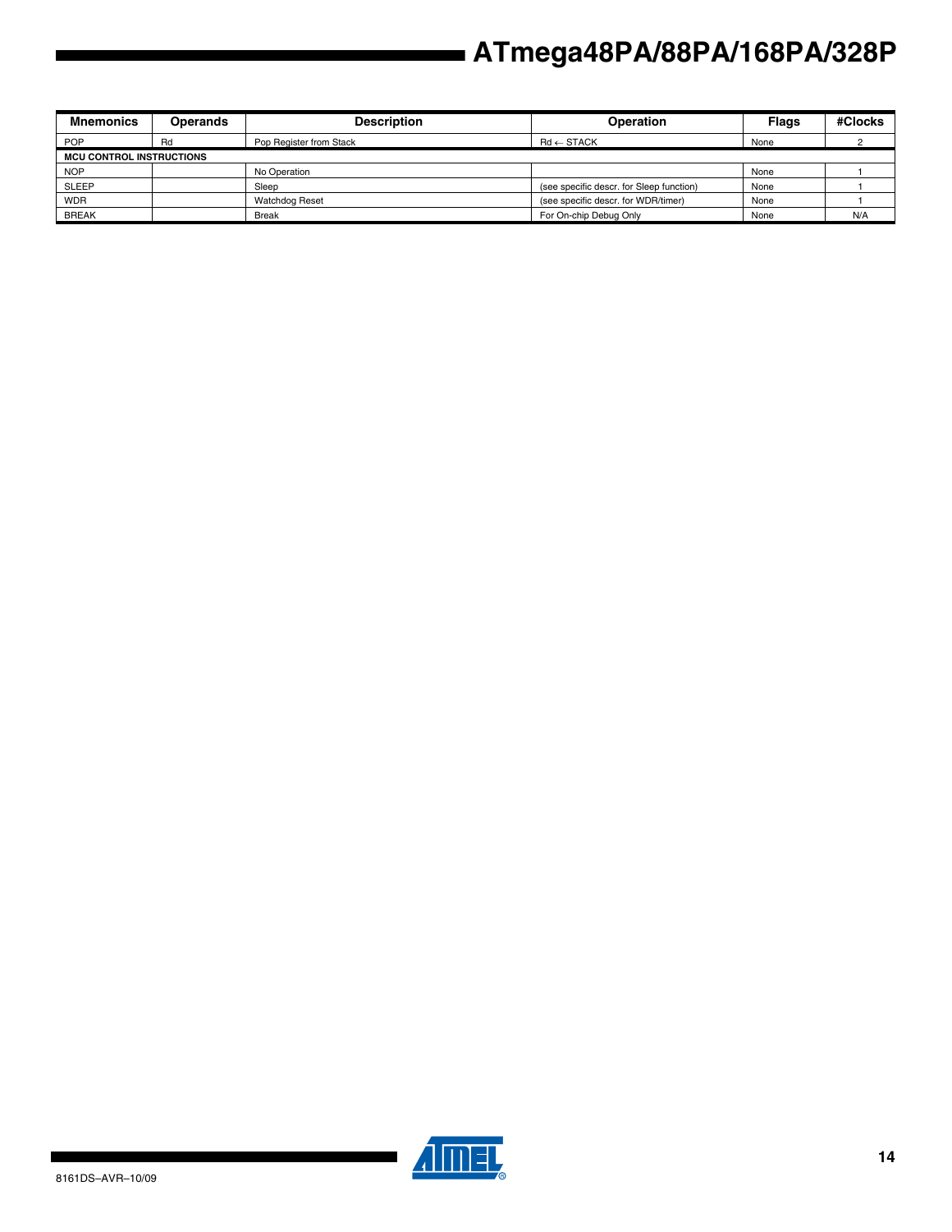| Mnemonics | Operands | Description | Operation | Flags | #Clocks |
| --- | --- | --- | --- | --- | --- |
| POP | Rd | Pop Register from Stack | Rd ← STACK | None | 2 |
| **MCU CONTROL INSTRUCTIONS** | | | | | |
| NOP | | No Operation | | None | 1 |
| SLEEP | | Sleep | (see specific descr. for Sleep function) | None | 1 |
| WDR | | Watchdog Reset | (see specific descr. for WDR/timer) | None | 1 |
| BREAK | | Break | For On-chip Debug Only | None | N/A |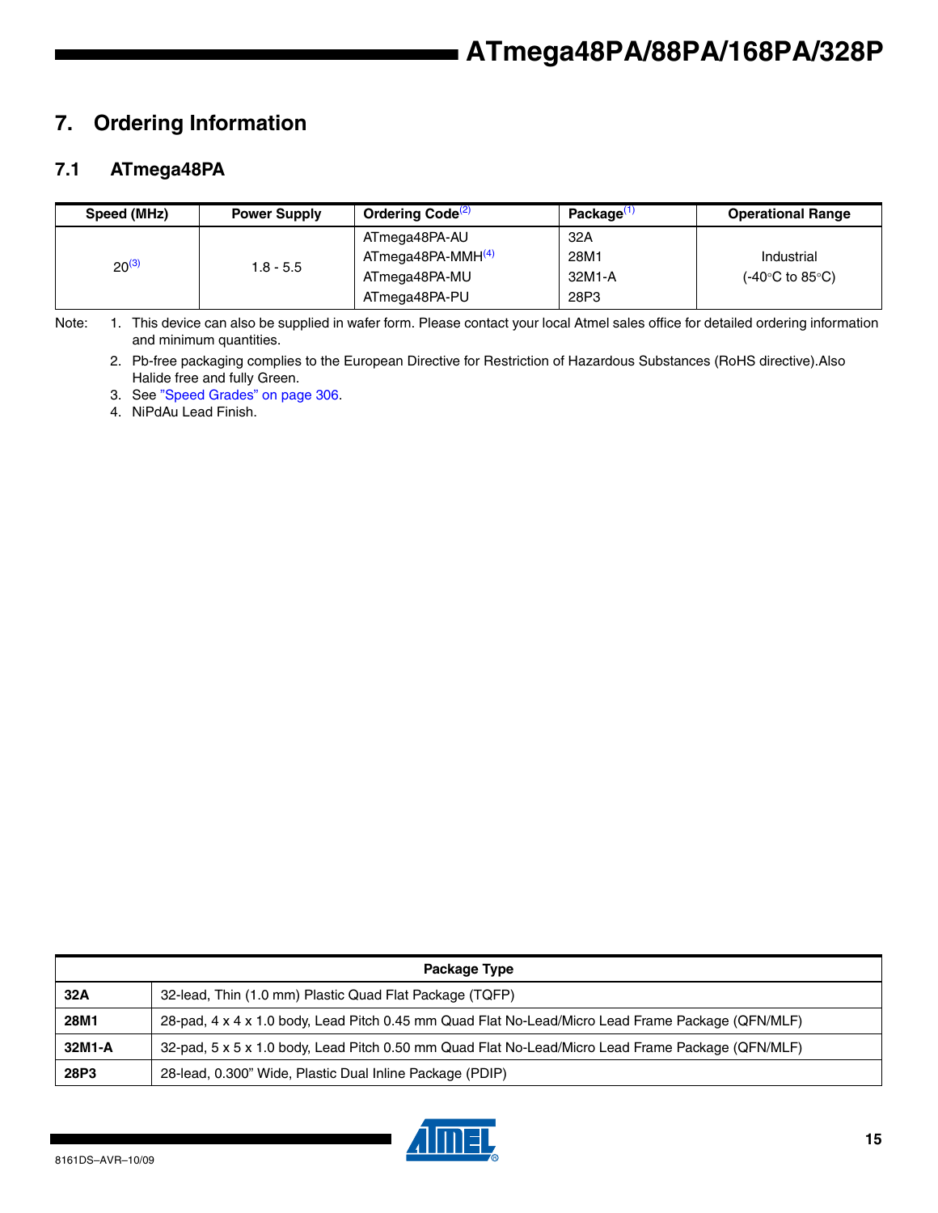# 7. Ordering Information

## 7.1 ATmega48PA

| Speed (MHz) | Power Supply | Ordering Code[2] | Package[1] | Operational Range |
|---|---|---|---|---|
| 20[3] | 1.8 - 5.5 | ATmega48PA-AU | 32A | Industrial (-40°C to 85°C) |
| | | ATmega48PA-MMH[4] | 28M1 | |
| | | ATmega48PA-MU | 32M1-A | |
| | | ATmega48PA-PU | 28P3 | |

Note:
1. This device can also be supplied in wafer form. Please contact your local Atmel sales office for detailed ordering information and minimum quantities.
2. Pb-free packaging complies to the European Directive for Restriction of Hazardous Substances (RoHS directive).Also Halide free and fully Green.
3. See "Speed Grades" on page 306.
4. NiPdAu Lead Finish.

| Package Type | |
|---|---|
| **32A** | 32-lead, Thin (1.0 mm) Plastic Quad Flat Package (TQFP) |
| **28M1** | 28-pad, 4 x 4 x 1.0 body, Lead Pitch 0.45 mm Quad Flat No-Lead/Micro Lead Frame Package (QFN/MLF) |
| **32M1-A** | 32-pad, 5 x 5 x 1.0 body, Lead Pitch 0.50 mm Quad Flat No-Lead/Micro Lead Frame Package (QFN/MLF) |
| **28P3** | 28-lead, 0.300" Wide, Plastic Dual Inline Package (PDIP) |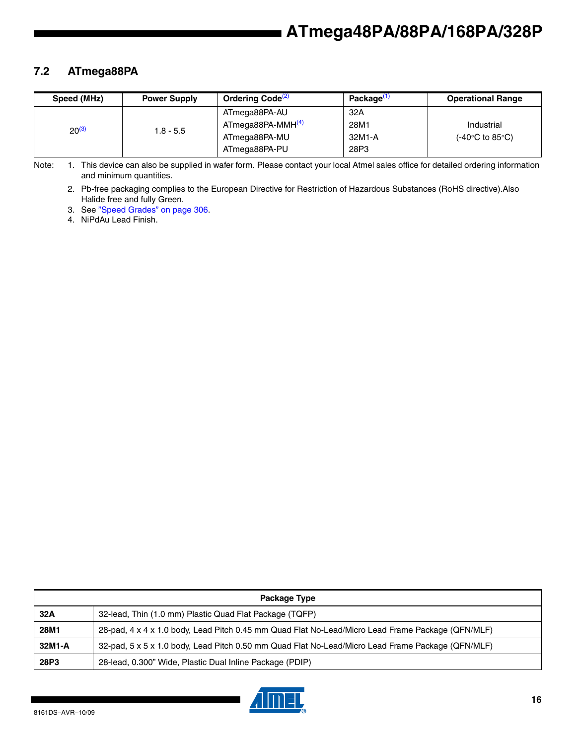## 7.2 ATmega88PA

| Speed (MHz) | Power Supply | Ordering Code[(2)] | Package[(1)] | Operational Range |
|---|---|---|---|---|
| 20[(3)] | 1.8 - 5.5 | ATmega88PA-AU | 32A | Industrial (-40°C to 85°C) |
| | | ATmega88PA-MMH[(4)] | 28M1 | |
| | | ATmega88PA-MU | 32M1-A | |
| | | ATmega88PA-PU | 28P3 | |

Note: 1. This device can also be supplied in wafer form. Please contact your local Atmel sales office for detailed ordering information and minimum quantities.

2. Pb-free packaging complies to the European Directive for Restriction of Hazardous Substances (RoHS directive).Also Halide free and fully Green.

3. See "Speed Grades" on page 306.

4. NiPdAu Lead Finish.

| Package Type | |
|---|---|
| **32A** | 32-lead, Thin (1.0 mm) Plastic Quad Flat Package (TQFP) |
| **28M1** | 28-pad, 4 x 4 x 1.0 body, Lead Pitch 0.45 mm Quad Flat No-Lead/Micro Lead Frame Package (QFN/MLF) |
| **32M1-A** | 32-pad, 5 x 5 x 1.0 body, Lead Pitch 0.50 mm Quad Flat No-Lead/Micro Lead Frame Package (QFN/MLF) |
| **28P3** | 28-lead, 0.300" Wide, Plastic Dual Inline Package (PDIP) |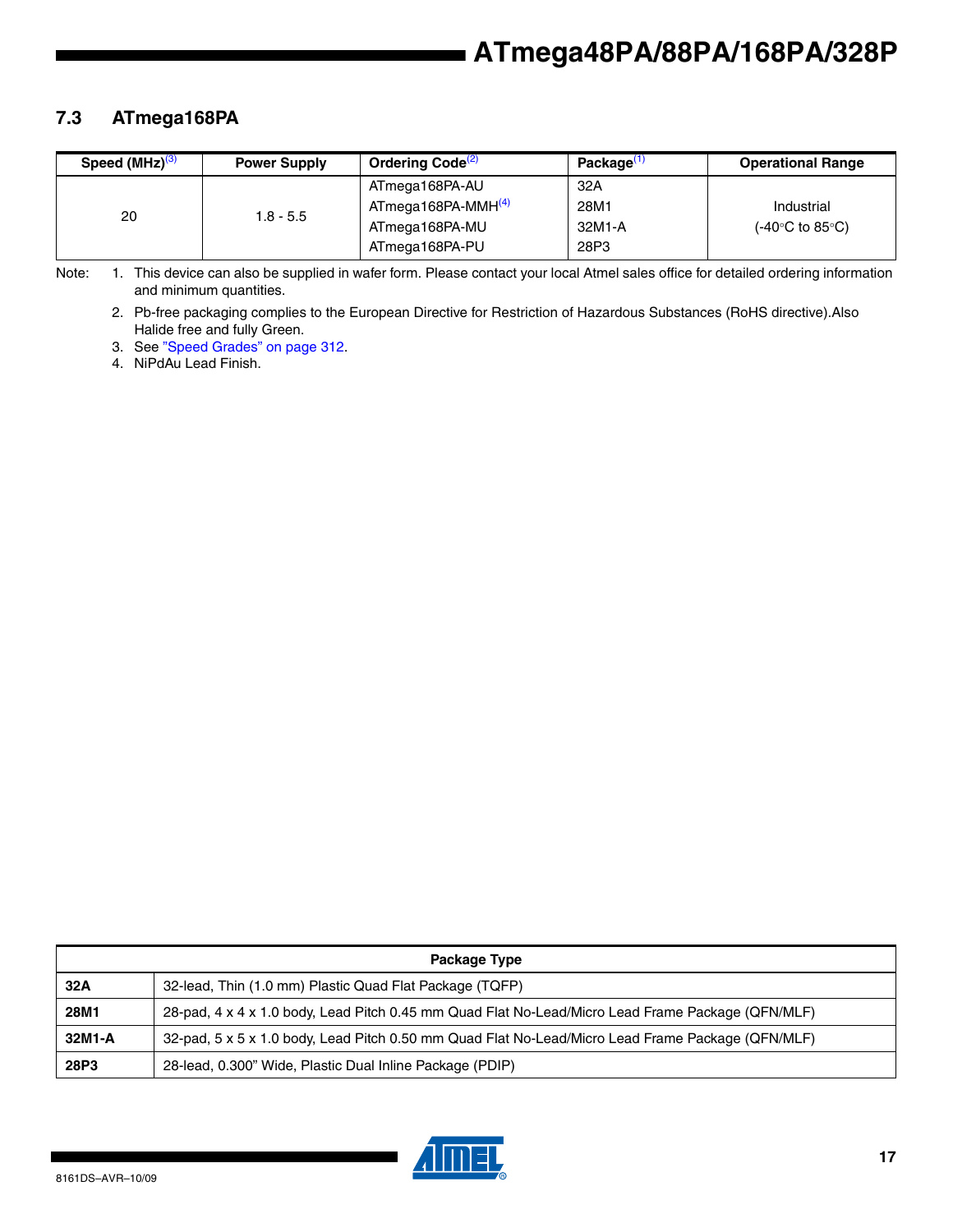### 7.3 ATmega168PA

| Speed (MHz)[3] | Power Supply | Ordering Code[2] | Package[1] | Operational Range |
|---|---|---|---|---|
| 20 | 1.8 - 5.5 | ATmega168PA-AU | 32A | Industrial (-40°C to 85°C) |
| | | ATmega168PA-MMH[4] | 28M1 | |
| | | ATmega168PA-MU | 32M1-A | |
| | | ATmega168PA-PU | 28P3 | |

Note:
1. This device can also be supplied in wafer form. Please contact your local Atmel sales office for detailed ordering information and minimum quantities.
2. Pb-free packaging complies to the European Directive for Restriction of Hazardous Substances (RoHS directive).Also Halide free and fully Green.
3. See "Speed Grades" on page 312.
4. NiPdAu Lead Finish.

| Package Type | |
|---|---|
| **32A** | 32-lead, Thin (1.0 mm) Plastic Quad Flat Package (TQFP) |
| **28M1** | 28-pad, 4 x 4 x 1.0 body, Lead Pitch 0.45 mm Quad Flat No-Lead/Micro Lead Frame Package (QFN/MLF) |
| **32M1-A** | 32-pad, 5 x 5 x 1.0 body, Lead Pitch 0.50 mm Quad Flat No-Lead/Micro Lead Frame Package (QFN/MLF) |
| **28P3** | 28-lead, 0.300" Wide, Plastic Dual Inline Package (PDIP) |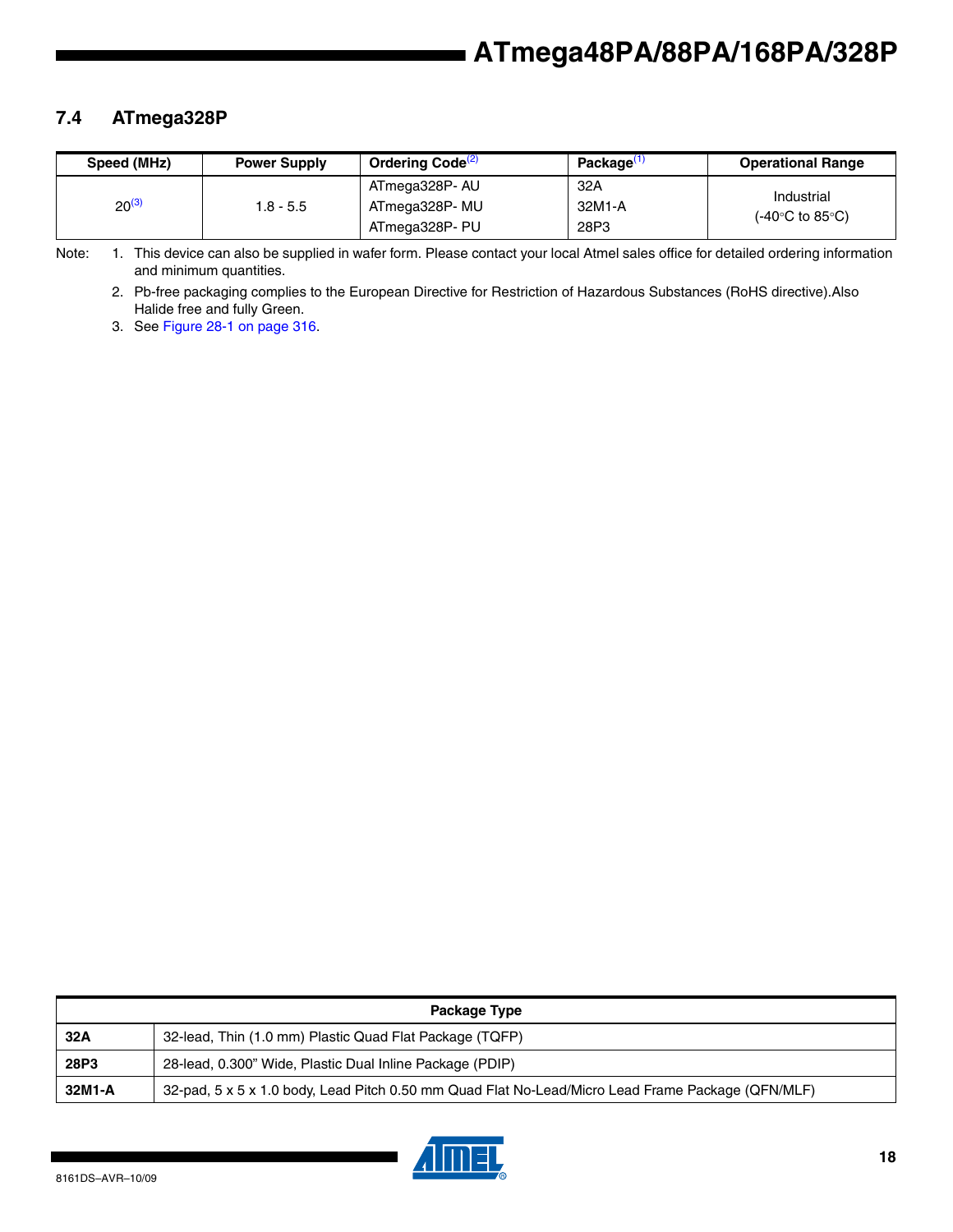## 7.4 ATmega328P

| Speed (MHz) | Power Supply | Ordering Code[2] | Package[1] | Operational Range |
|---|---|---|---|---|
| 20[3] | 1.8 - 5.5 | ATmega328P- AU | 32A | Industrial (-40°C to 85°C) |
| | | ATmega328P- MU | 32M1-A | |
| | | ATmega328P- PU | 28P3 | |

Note: 1. This device can also be supplied in wafer form. Please contact your local Atmel sales office for detailed ordering information and minimum quantities.

2. Pb-free packaging complies to the European Directive for Restriction of Hazardous Substances (RoHS directive).Also Halide free and fully Green.

3. See Figure 28-1 on page 316.

| Package Type | |
|---|---|
| **32A** | 32-lead, Thin (1.0 mm) Plastic Quad Flat Package (TQFP) |
| **28P3** | 28-lead, 0.300" Wide, Plastic Dual Inline Package (PDIP) |
| **32M1-A** | 32-pad, 5 x 5 x 1.0 body, Lead Pitch 0.50 mm Quad Flat No-Lead/Micro Lead Frame Package (QFN/MLF) |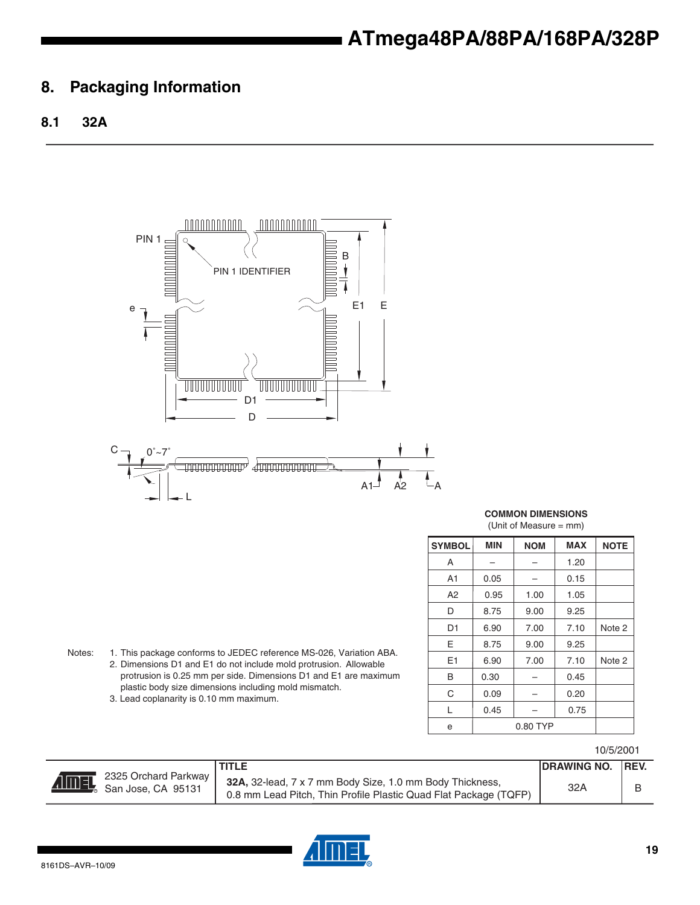## 8. Packaging Information

### 8.1 32A

**COMMON DIMENSIONS**
(Unit of Measure = mm)

| SYMBOL | MIN | NOM | MAX | NOTE |
|---|---|---|---|---|
| A | – | – | 1.20 | |
| A1 | 0.05 | – | 0.15 | |
| A2 | 0.95 | 1.00 | 1.05 | |
| D | 8.75 | 9.00 | 9.25 | |
| D1 | 6.90 | 7.00 | 7.10 | Note 2 |
| E | 8.75 | 9.00 | 9.25 | |
| E1 | 6.90 | 7.00 | 7.10 | Note 2 |
| B | 0.30 | – | 0.45 | |
| C | 0.09 | – | 0.20 | |
| L | 0.45 | – | 0.75 | |
| e | | 0.80 TYP | | |

Notes:
1. This package conforms to JEDEC reference MS-026, Variation ABA.
2. Dimensions D1 and E1 do not include mold protrusion. Allowable protrusion is 0.25 mm per side. Dimensions D1 and E1 are maximum plastic body size dimensions including mold mismatch.
3. Lead coplanarity is 0.10 mm maximum.

10/5/2001

| | TITLE | DRAWING NO. | REV. |
|---|---|---|---|
| 2325 Orchard Parkway San Jose, CA 95131 | **32A,** 32-lead, 7 x 7 mm Body Size, 1.0 mm Body Thickness, 0.8 mm Lead Pitch, Thin Profile Plastic Quad Flat Package (TQFP) | 32A | B |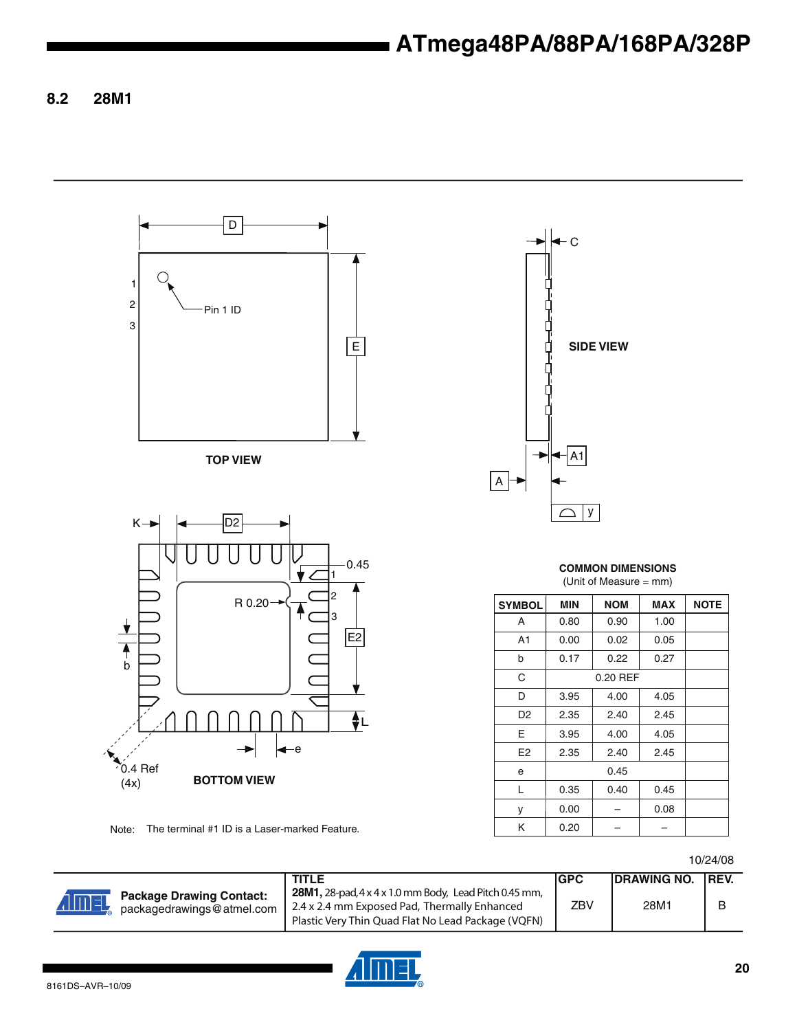## 8.2 28M1

TOP VIEW

SIDE VIEW

BOTTOM VIEW

Note: The terminal #1 ID is a Laser-marked Feature.

**COMMON DIMENSIONS**
(Unit of Measure = mm)

| SYMBOL | MIN | NOM | MAX | NOTE |
|---|---|---|---|---|
| A | 0.80 | 0.90 | 1.00 | |
| A1 | 0.00 | 0.02 | 0.05 | |
| b | 0.17 | 0.22 | 0.27 | |
| C | | 0.20 REF | | |
| D | 3.95 | 4.00 | 4.05 | |
| D2 | 2.35 | 2.40 | 2.45 | |
| E | 3.95 | 4.00 | 4.05 | |
| E2 | 2.35 | 2.40 | 2.45 | |
| e | | 0.45 | | |
| L | 0.35 | 0.40 | 0.45 | |
| y | 0.00 | – | 0.08 | |
| K | 0.20 | – | – | |

10/24/08

| Package Drawing Contact: packagedrawings@atmel.com | TITLE **28M1,** 28-pad, 4 x 4 x 1.0 mm Body, Lead Pitch 0.45 mm, 2.4 x 2.4 mm Exposed Pad, Thermally Enhanced Plastic Very Thin Quad Flat No Lead Package (VQFN) | GPC | DRAWING NO. | REV. |
|---|---|---|---|---|
| | | ZBV | 28M1 | B |

8161DS–AVR–10/09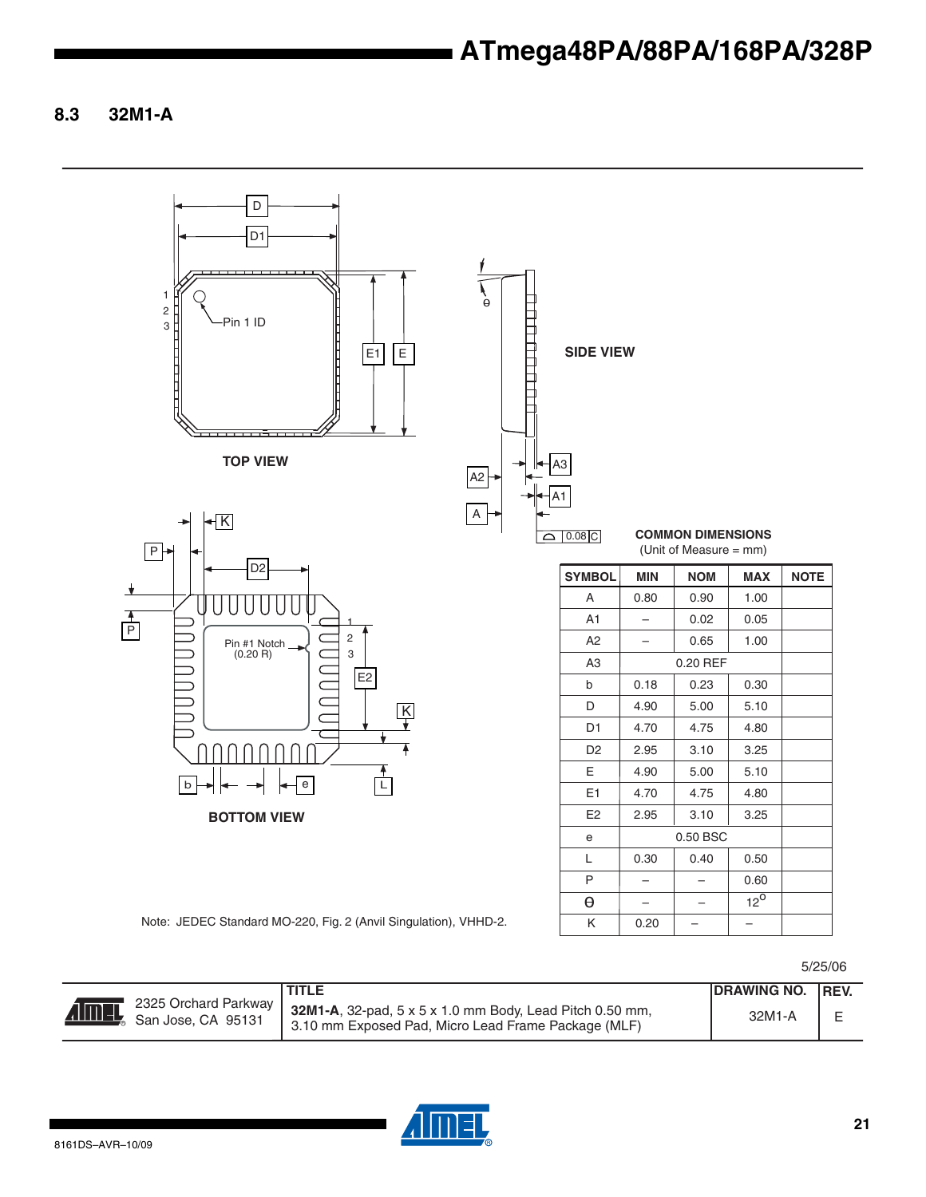## 8.3 32M1-A

TOP VIEW

SIDE VIEW

BOTTOM VIEW

**COMMON DIMENSIONS**
(Unit of Measure = mm)

| SYMBOL | MIN | NOM | MAX | NOTE |
|---|---|---|---|---|
| A | 0.80 | 0.90 | 1.00 | |
| A1 | – | 0.02 | 0.05 | |
| A2 | – | 0.65 | 1.00 | |
| A3 | | 0.20 REF | | |
| b | 0.18 | 0.23 | 0.30 | |
| D | 4.90 | 5.00 | 5.10 | |
| D1 | 4.70 | 4.75 | 4.80 | |
| D2 | 2.95 | 3.10 | 3.25 | |
| E | 4.90 | 5.00 | 5.10 | |
| E1 | 4.70 | 4.75 | 4.80 | |
| E2 | 2.95 | 3.10 | 3.25 | |
| e | | 0.50 BSC | | |
| L | 0.30 | 0.40 | 0.50 | |
| P | – | – | 0.60 | |
| $\theta$ | – | – | $12^{o}$ | |
| K | 0.20 | – | – | |

Note: JEDEC Standard MO-220, Fig. 2 (Anvil Singulation), VHHD-2.

5/25/06

| | TITLE | DRAWING NO. | REV. |
|---|---|---|---|
| 2325 Orchard Parkway San Jose, CA 95131 | **32M1-A**, 32-pad, 5 x 5 x 1.0 mm Body, Lead Pitch 0.50 mm, 3.10 mm Exposed Pad, Micro Lead Frame Package (MLF) | 32M1-A | E |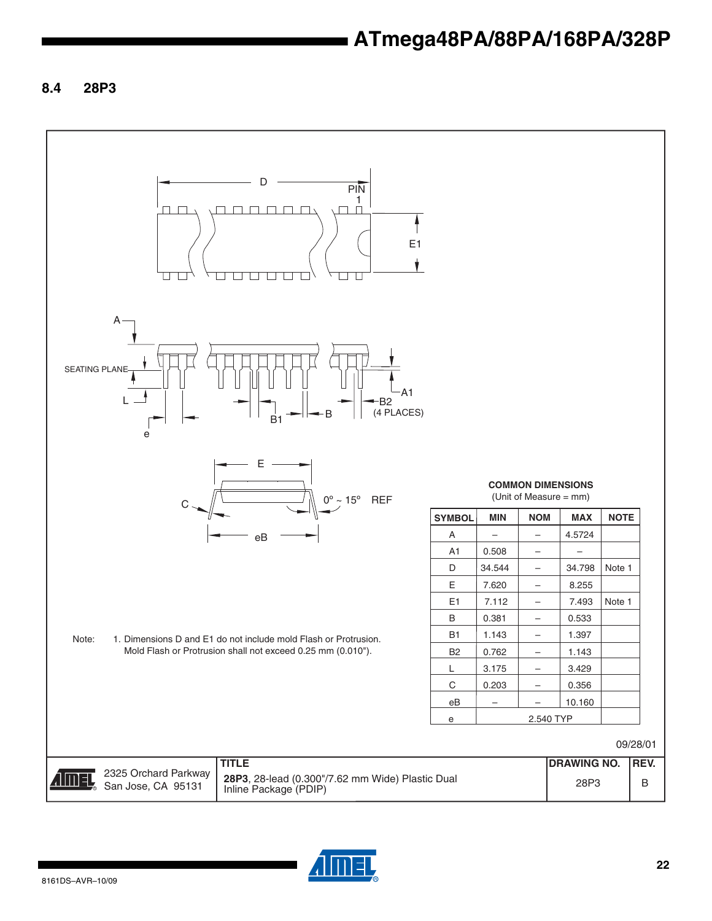## 8.4 28P3

**COMMON DIMENSIONS**
(Unit of Measure = mm)

| SYMBOL | MIN | NOM | MAX | NOTE |
|---|---|---|---|---|
| A | – | – | 4.5724 | |
| A1 | 0.508 | – | – | |
| D | 34.544 | – | 34.798 | Note 1 |
| E | 7.620 | – | 8.255 | |
| E1 | 7.112 | – | 7.493 | Note 1 |
| B | 0.381 | – | 0.533 | |
| B1 | 1.143 | – | 1.397 | |
| B2 | 0.762 | – | 1.143 | |
| L | 3.175 | – | 3.429 | |
| C | 0.203 | – | 0.356 | |
| eB | – | – | 10.160 | |
| e | | 2.540 TYP | | |

Note: 1. Dimensions D and E1 do not include mold Flash or Protrusion. Mold Flash or Protrusion shall not exceed 0.25 mm (0.010").

09/28/01

| | TITLE | DRAWING NO. | REV. |
|---|---|---|---|
| 2325 Orchard Parkway San Jose, CA 95131 | **28P3**, 28-lead (0.300"/7.62 mm Wide) Plastic Dual Inline Package (PDIP) | 28P3 | B |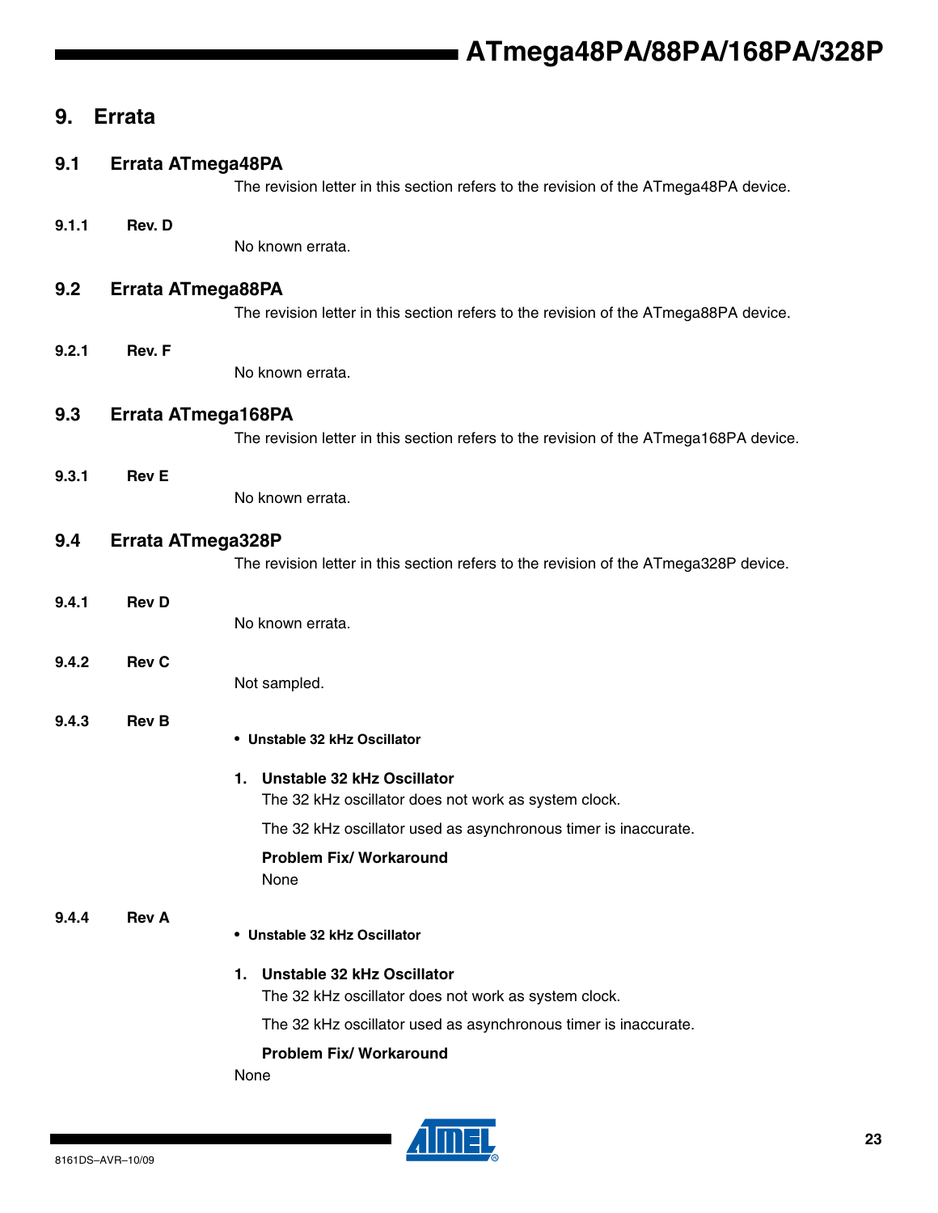# 9. Errata

## 9.1 Errata ATmega48PA

The revision letter in this section refers to the revision of the ATmega48PA device.

### 9.1.1 Rev. D

No known errata.

## 9.2 Errata ATmega88PA

The revision letter in this section refers to the revision of the ATmega88PA device.

### 9.2.1 Rev. F

No known errata.

## 9.3 Errata ATmega168PA

The revision letter in this section refers to the revision of the ATmega168PA device.

### 9.3.1 Rev E

No known errata.

## 9.4 Errata ATmega328P

The revision letter in this section refers to the revision of the ATmega328P device.

### 9.4.1 Rev D

No known errata.

### 9.4.2 Rev C

Not sampled.

### 9.4.3 Rev B

- **Unstable 32 kHz Oscillator**

**1. Unstable 32 kHz Oscillator**

The 32 kHz oscillator does not work as system clock.

The 32 kHz oscillator used as asynchronous timer is inaccurate.

**Problem Fix/ Workaround**

None

### 9.4.4 Rev A

- **Unstable 32 kHz Oscillator**

**1. Unstable 32 kHz Oscillator**

The 32 kHz oscillator does not work as system clock.

The 32 kHz oscillator used as asynchronous timer is inaccurate.

**Problem Fix/ Workaround**

None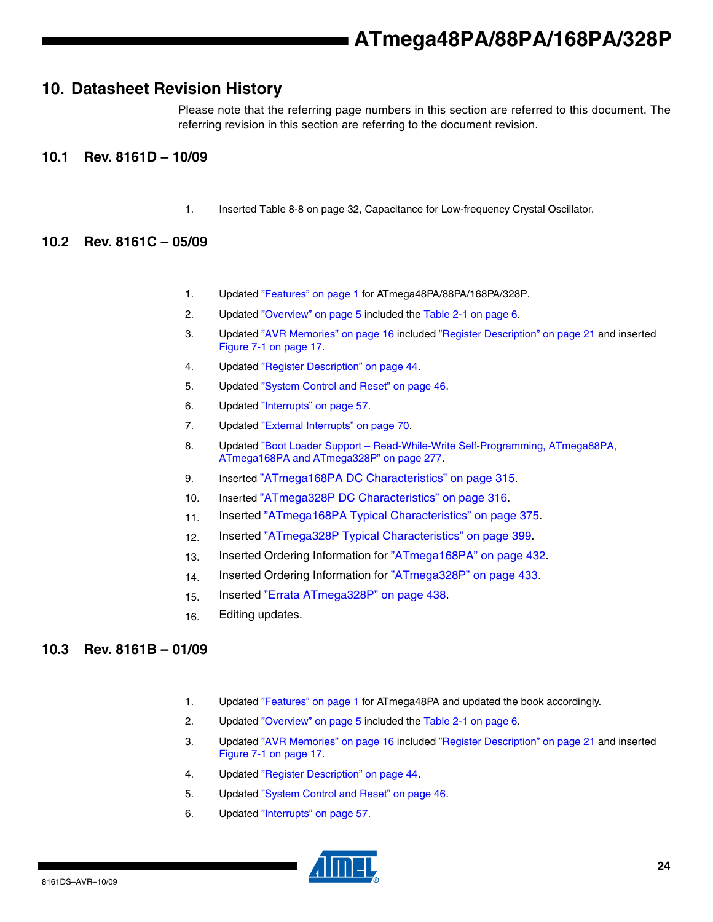# 10. Datasheet Revision History

Please note that the referring page numbers in this section are referred to this document. The referring revision in this section are referring to the document revision.

## 10.1 Rev. 8161D – 10/09

1. Inserted Table 8-8 on page 32, Capacitance for Low-frequency Crystal Oscillator.

## 10.2 Rev. 8161C – 05/09

1. Updated ”Features” on page 1 for ATmega48PA/88PA/168PA/328P.
2. Updated ”Overview” on page 5 included the Table 2-1 on page 6.
3. Updated ”AVR Memories” on page 16 included ”Register Description” on page 21 and inserted Figure 7-1 on page 17.
4. Updated ”Register Description” on page 44.
5. Updated ”System Control and Reset” on page 46.
6. Updated ”Interrupts” on page 57.
7. Updated ”External Interrupts” on page 70.
8. Updated ”Boot Loader Support – Read-While-Write Self-Programming, ATmega88PA, ATmega168PA and ATmega328P” on page 277.
9. Inserted ”ATmega168PA DC Characteristics” on page 315.
10. Inserted ”ATmega328P DC Characteristics” on page 316.
11. Inserted ”ATmega168PA Typical Characteristics” on page 375.
12. Inserted ”ATmega328P Typical Characteristics” on page 399.
13. Inserted Ordering Information for ”ATmega168PA” on page 432.
14. Inserted Ordering Information for ”ATmega328P” on page 433.
15. Inserted ”Errata ATmega328P” on page 438.
16. Editing updates.

## 10.3 Rev. 8161B – 01/09

1. Updated ”Features” on page 1 for ATmega48PA and updated the book accordingly.
2. Updated ”Overview” on page 5 included the Table 2-1 on page 6.
3. Updated ”AVR Memories” on page 16 included ”Register Description” on page 21 and inserted Figure 7-1 on page 17.
4. Updated ”Register Description” on page 44.
5. Updated ”System Control and Reset” on page 46.
6. Updated ”Interrupts” on page 57.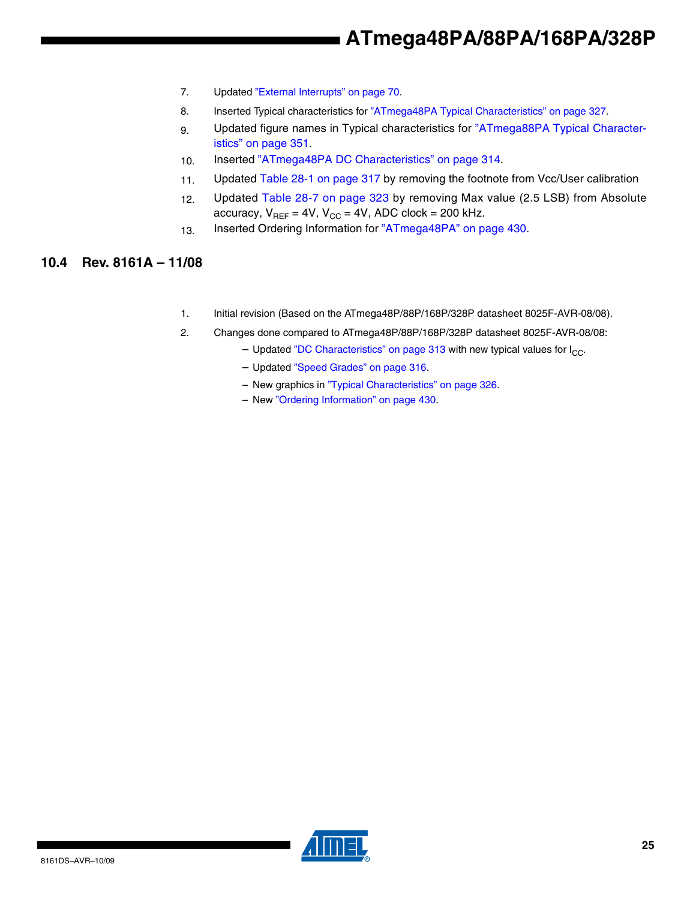7. Updated "External Interrupts" on page 70.
8. Inserted Typical characteristics for "ATmega48PA Typical Characteristics" on page 327.
9. Updated figure names in Typical characteristics for "ATmega88PA Typical Characteristics" on page 351.
10. Inserted "ATmega48PA DC Characteristics" on page 314.
11. Updated Table 28-1 on page 317 by removing the footnote from Vcc/User calibration
12. Updated Table 28-7 on page 323 by removing Max value (2.5 LSB) from Absolute accuracy, $V_{REF}$ = 4V, $V_{CC}$ = 4V, ADC clock = 200 kHz.
13. Inserted Ordering Information for "ATmega48PA" on page 430.

## 10.4 Rev. 8161A – 11/08

1. Initial revision (Based on the ATmega48P/88P/168P/328P datasheet 8025F-AVR-08/08).
2. Changes done compared to ATmega48P/88P/168P/328P datasheet 8025F-AVR-08/08:
   - Updated "DC Characteristics" on page 313 with new typical values for $I_{CC}$.
   - Updated "Speed Grades" on page 316.
   - New graphics in "Typical Characteristics" on page 326.
   - New "Ordering Information" on page 430.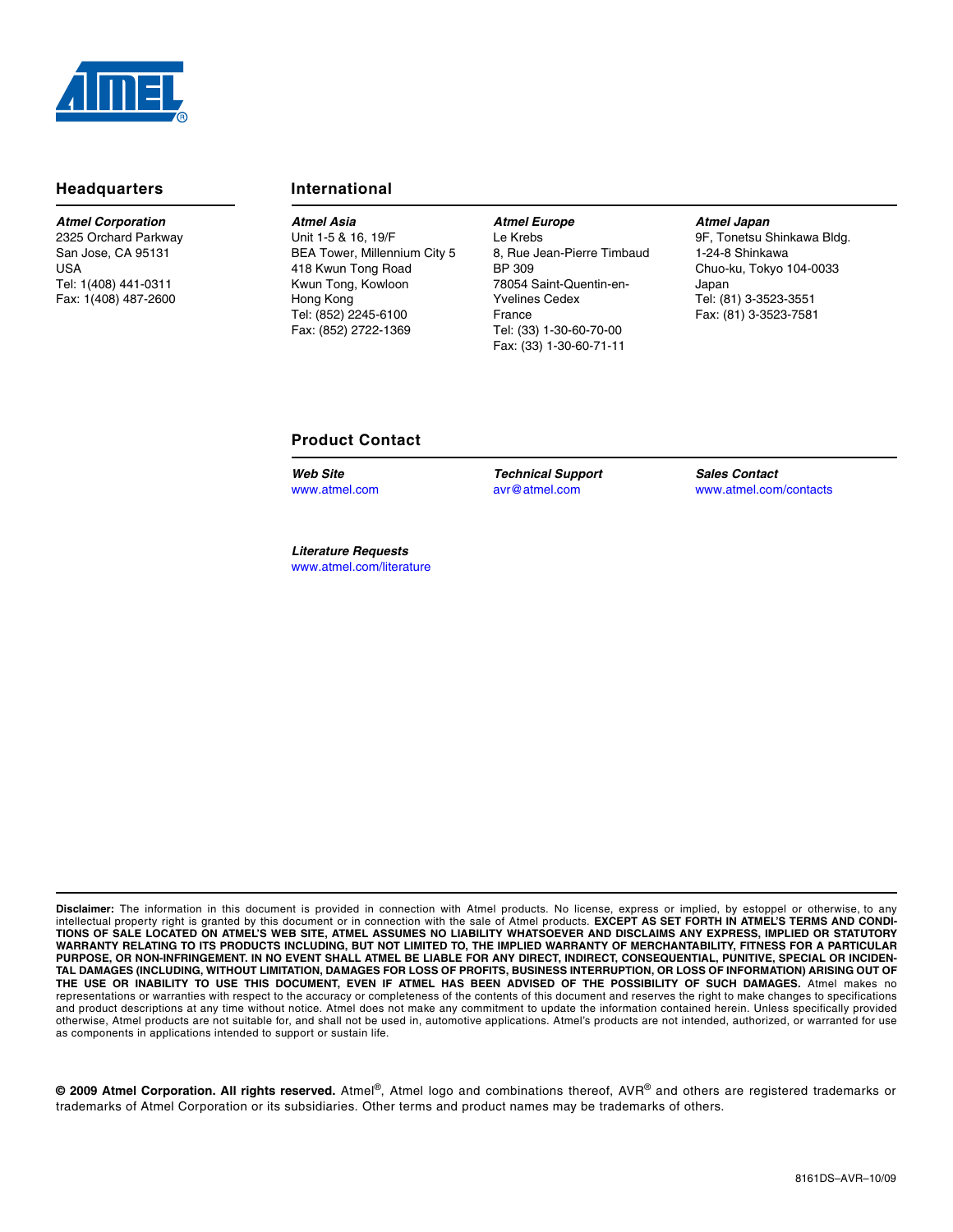## Headquarters

***Atmel Corporation***
2325 Orchard Parkway
San Jose, CA 95131
USA
Tel: 1(408) 441-0311
Fax: 1(408) 487-2600

## International

***Atmel Asia***
Unit 1-5 & 16, 19/F
BEA Tower, Millennium City 5
418 Kwun Tong Road
Kwun Tong, Kowloon
Hong Kong
Tel: (852) 2245-6100
Fax: (852) 2722-1369

***Atmel Europe***
Le Krebs
8, Rue Jean-Pierre Timbaud
BP 309
78054 Saint-Quentin-en-Yvelines Cedex
France
Tel: (33) 1-30-60-70-00
Fax: (33) 1-30-60-71-11

***Atmel Japan***
9F, Tonetsu Shinkawa Bldg.
1-24-8 Shinkawa
Chuo-ku, Tokyo 104-0033
Japan
Tel: (81) 3-3523-3551
Fax: (81) 3-3523-7581

## Product Contact

***Web Site***
www.atmel.com

***Technical Support***
avr@atmel.com

***Sales Contact***
www.atmel.com/contacts

***Literature Requests***
www.atmel.com/literature

**Disclaimer:** The information in this document is provided in connection with Atmel products. No license, express or implied, by estoppel or otherwise, to any intellectual property right is granted by this document or in connection with the sale of Atmel products. **EXCEPT AS SET FORTH IN ATMEL'S TERMS AND CONDITIONS OF SALE LOCATED ON ATMEL'S WEB SITE, ATMEL ASSUMES NO LIABILITY WHATSOEVER AND DISCLAIMS ANY EXPRESS, IMPLIED OR STATUTORY WARRANTY RELATING TO ITS PRODUCTS INCLUDING, BUT NOT LIMITED TO, THE IMPLIED WARRANTY OF MERCHANTABILITY, FITNESS FOR A PARTICULAR PURPOSE, OR NON-INFRINGEMENT. IN NO EVENT SHALL ATMEL BE LIABLE FOR ANY DIRECT, INDIRECT, CONSEQUENTIAL, PUNITIVE, SPECIAL OR INCIDENTAL DAMAGES (INCLUDING, WITHOUT LIMITATION, DAMAGES FOR LOSS OF PROFITS, BUSINESS INTERRUPTION, OR LOSS OF INFORMATION) ARISING OUT OF THE USE OR INABILITY TO USE THIS DOCUMENT, EVEN IF ATMEL HAS BEEN ADVISED OF THE POSSIBILITY OF SUCH DAMAGES.** Atmel makes no representations or warranties with respect to the accuracy or completeness of the contents of this document and reserves the right to make changes to specifications and product descriptions at any time without notice. Atmel does not make any commitment to update the information contained herein. Unless specifically provided otherwise, Atmel products are not suitable for, and shall not be used in, automotive applications. Atmel's products are not intended, authorized, or warranted for use as components in applications intended to support or sustain life.

**© 2009 Atmel Corporation. All rights reserved.** Atmel®, Atmel logo and combinations thereof, AVR® and others are registered trademarks or trademarks of Atmel Corporation or its subsidiaries. Other terms and product names may be trademarks of others.

8161DS–AVR–10/09